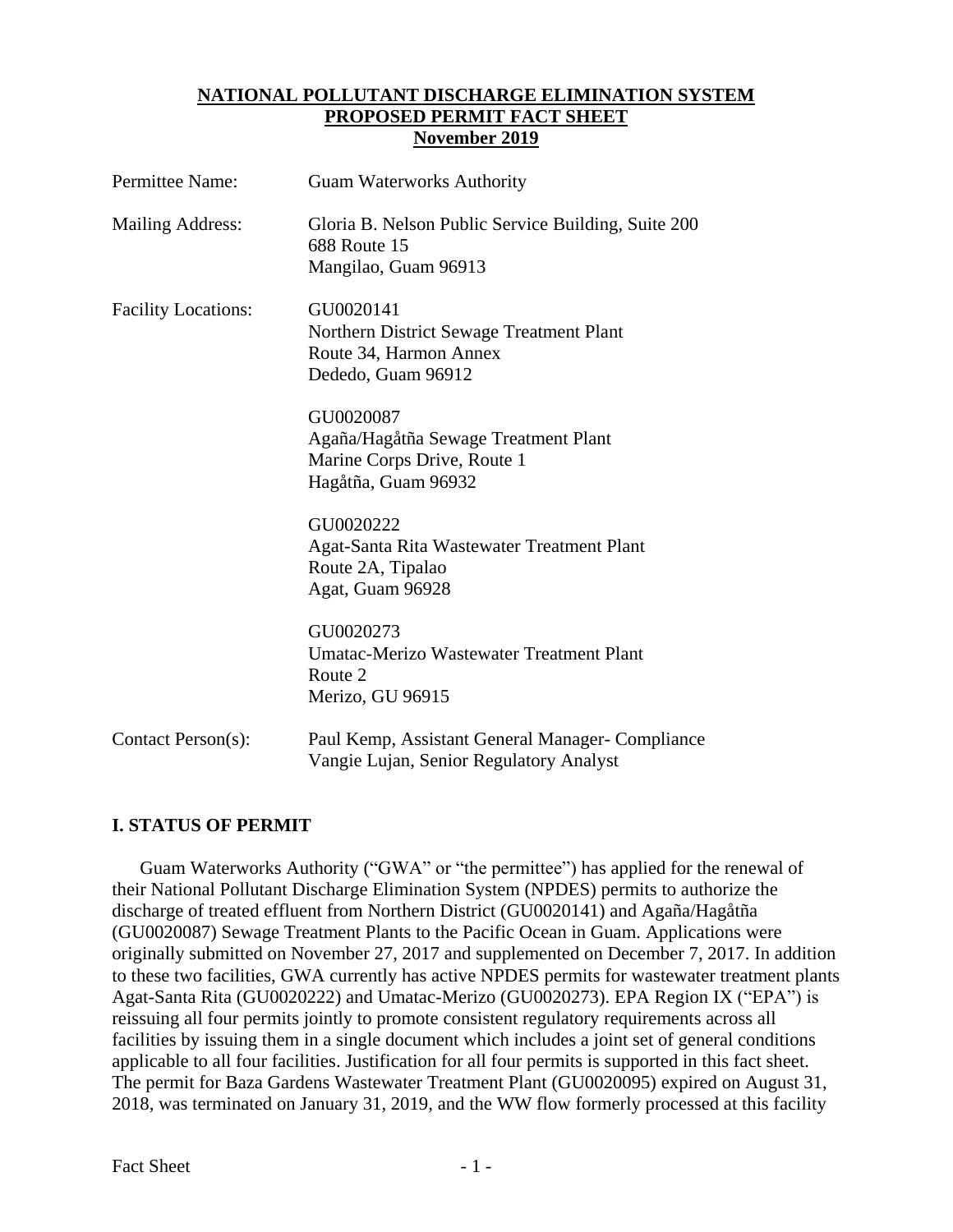**NATIONAL POLLUTANT DISCHARGE ELIMINATION SYSTEM**
**PROPOSED PERMIT FACT SHEET**
**November 2019**

| | |
|---|---|
| Permittee Name: | Guam Waterworks Authority |
| Mailing Address: | Gloria B. Nelson Public Service Building, Suite 200<br>688 Route 15<br>Mangilao, Guam 96913 |
| Facility Locations: | GU0020141<br>Northern District Sewage Treatment Plant<br>Route 34, Harmon Annex<br>Dededo, Guam 96912 |
| | GU0020087<br>Agaña/Hagåtña Sewage Treatment Plant<br>Marine Corps Drive, Route 1<br>Hagåtña, Guam 96932 |
| | GU0020222<br>Agat-Santa Rita Wastewater Treatment Plant<br>Route 2A, Tipalao<br>Agat, Guam 96928 |
| | GU0020273<br>Umatac-Merizo Wastewater Treatment Plant<br>Route 2<br>Merizo, GU 96915 |
| Contact Person(s): | Paul Kemp, Assistant General Manager- Compliance<br>Vangie Lujan, Senior Regulatory Analyst |

## I. STATUS OF PERMIT

Guam Waterworks Authority ("GWA" or "the permittee") has applied for the renewal of their National Pollutant Discharge Elimination System (NPDES) permits to authorize the discharge of treated effluent from Northern District (GU0020141) and Agaña/Hagåtña (GU0020087) Sewage Treatment Plants to the Pacific Ocean in Guam. Applications were originally submitted on November 27, 2017 and supplemented on December 7, 2017. In addition to these two facilities, GWA currently has active NPDES permits for wastewater treatment plants Agat-Santa Rita (GU0020222) and Umatac-Merizo (GU0020273). EPA Region IX ("EPA") is reissuing all four permits jointly to promote consistent regulatory requirements across all facilities by issuing them in a single document which includes a joint set of general conditions applicable to all four facilities. Justification for all four permits is supported in this fact sheet. The permit for Baza Gardens Wastewater Treatment Plant (GU0020095) expired on August 31, 2018, was terminated on January 31, 2019, and the WW flow formerly processed at this facility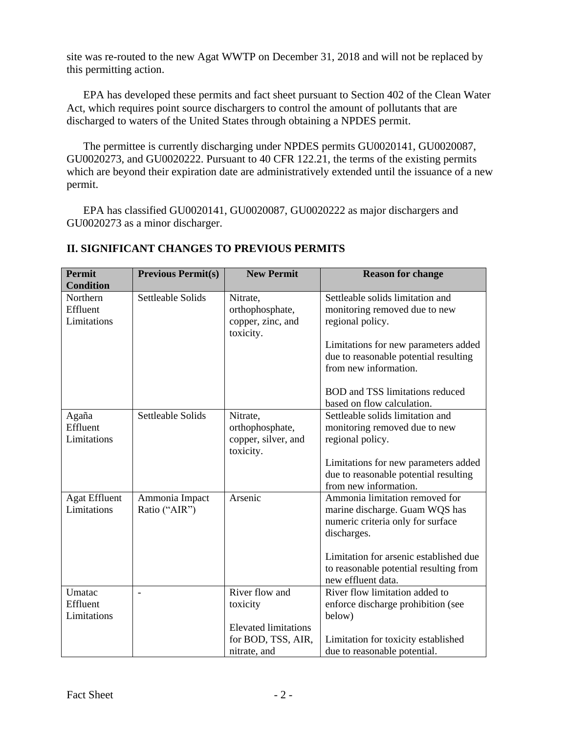site was re-routed to the new Agat WWTP on December 31, 2018 and will not be replaced by this permitting action.

EPA has developed these permits and fact sheet pursuant to Section 402 of the Clean Water Act, which requires point source dischargers to control the amount of pollutants that are discharged to waters of the United States through obtaining a NPDES permit.

The permittee is currently discharging under NPDES permits GU0020141, GU0020087, GU0020273, and GU0020222. Pursuant to 40 CFR 122.21, the terms of the existing permits which are beyond their expiration date are administratively extended until the issuance of a new permit.

EPA has classified GU0020141, GU0020087, GU0020222 as major dischargers and GU0020273 as a minor discharger.

## II. SIGNIFICANT CHANGES TO PREVIOUS PERMITS

| Permit Condition | Previous Permit(s) | New Permit | Reason for change |
|---|---|---|---|
| Northern Effluent Limitations | Settleable Solids | Nitrate, orthophosphate, copper, zinc, and toxicity. | Settleable solids limitation and monitoring removed due to new regional policy.<br><br>Limitations for new parameters added due to reasonable potential resulting from new information.<br><br>BOD and TSS limitations reduced based on flow calculation. |
| Agaña Effluent Limitations | Settleable Solids | Nitrate, orthophosphate, copper, silver, and toxicity. | Settleable solids limitation and monitoring removed due to new regional policy.<br><br>Limitations for new parameters added due to reasonable potential resulting from new information. |
| Agat Effluent Limitations | Ammonia Impact Ratio ("AIR") | Arsenic | Ammonia limitation removed for marine discharge. Guam WQS has numeric criteria only for surface discharges.<br><br>Limitation for arsenic established due to reasonable potential resulting from new effluent data. |
| Umatac Effluent Limitations | - | River flow and toxicity<br><br>Elevated limitations for BOD, TSS, AIR, nitrate, and | River flow limitation added to enforce discharge prohibition (see below)<br><br>Limitation for toxicity established due to reasonable potential. |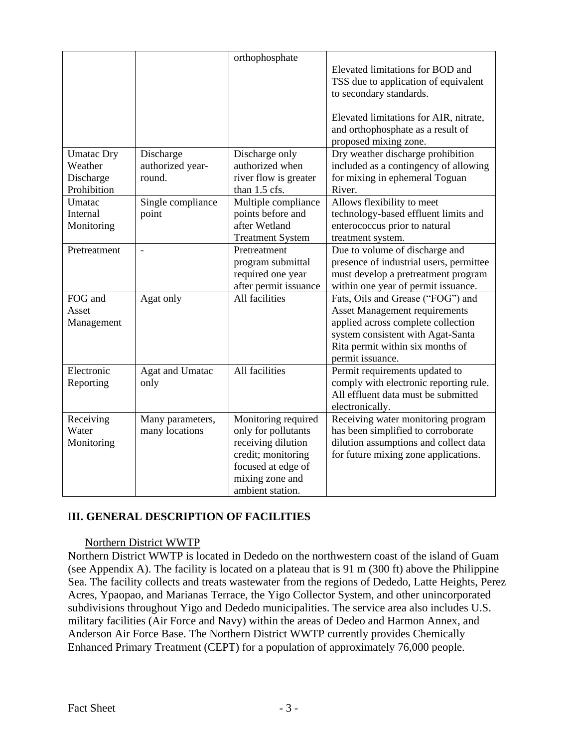| | | orthophosphate | Elevated limitations for BOD and TSS due to application of equivalent to secondary standards.<br><br>Elevated limitations for AIR, nitrate, and orthophosphate as a result of proposed mixing zone. |
|---|---|---|---|
| Umatac Dry Weather Discharge Prohibition | Discharge authorized year-round. | Discharge only authorized when river flow is greater than 1.5 cfs. | Dry weather discharge prohibition included as a contingency of allowing for mixing in ephemeral Toguan River. |
| Umatac Internal Monitoring | Single compliance point | Multiple compliance points before and after Wetland Treatment System | Allows flexibility to meet technology-based effluent limits and enterococcus prior to natural treatment system. |
| Pretreatment | - | Pretreatment program submittal required one year after permit issuance | Due to volume of discharge and presence of industrial users, permittee must develop a pretreatment program within one year of permit issuance. |
| FOG and Asset Management | Agat only | All facilities | Fats, Oils and Grease ("FOG") and Asset Management requirements applied across complete collection system consistent with Agat-Santa Rita permit within six months of permit issuance. |
| Electronic Reporting | Agat and Umatac only | All facilities | Permit requirements updated to comply with electronic reporting rule. All effluent data must be submitted electronically. |
| Receiving Water Monitoring | Many parameters, many locations | Monitoring required only for pollutants receiving dilution credit; monitoring focused at edge of mixing zone and ambient station. | Receiving water monitoring program has been simplified to corroborate dilution assumptions and collect data for future mixing zone applications. |

## III. GENERAL DESCRIPTION OF FACILITIES

Northern District WWTP

Northern District WWTP is located in Dededo on the northwestern coast of the island of Guam (see Appendix A). The facility is located on a plateau that is 91 m (300 ft) above the Philippine Sea. The facility collects and treats wastewater from the regions of Dededo, Latte Heights, Perez Acres, Ypaopao, and Marianas Terrace, the Yigo Collector System, and other unincorporated subdivisions throughout Yigo and Dededo municipalities. The service area also includes U.S. military facilities (Air Force and Navy) within the areas of Dedeo and Harmon Annex, and Anderson Air Force Base. The Northern District WWTP currently provides Chemically Enhanced Primary Treatment (CEPT) for a population of approximately 76,000 people.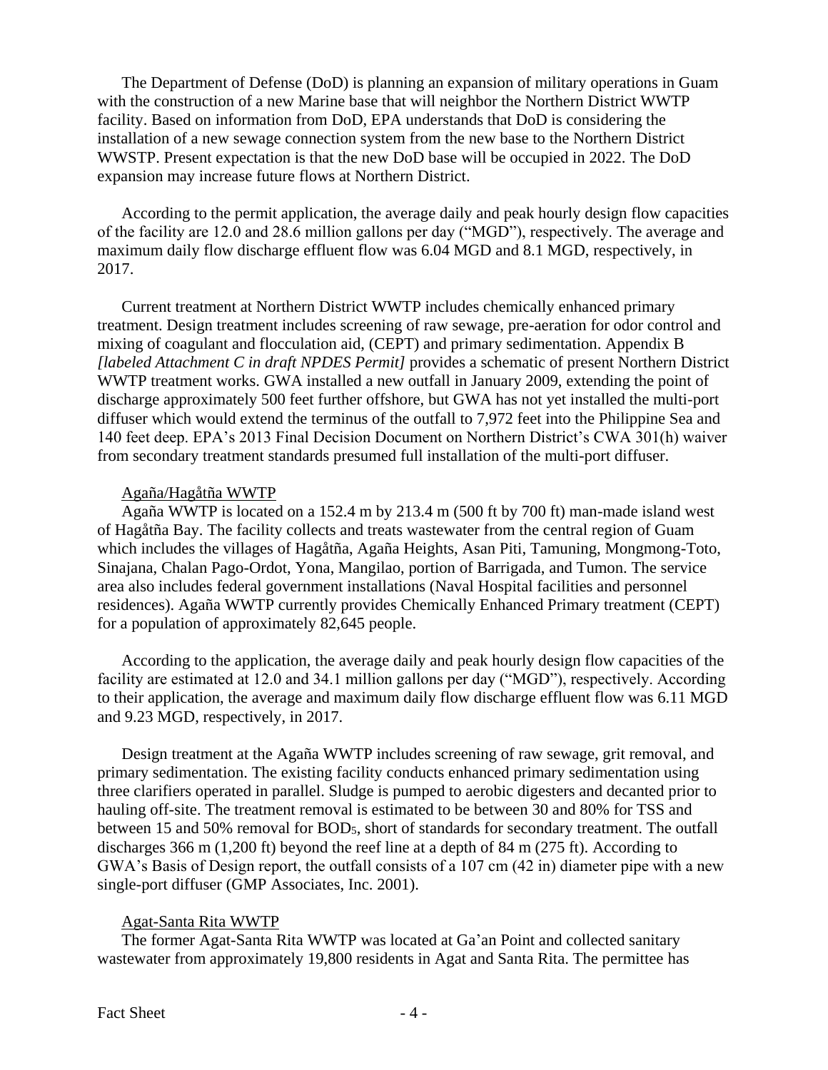The Department of Defense (DoD) is planning an expansion of military operations in Guam with the construction of a new Marine base that will neighbor the Northern District WWTP facility. Based on information from DoD, EPA understands that DoD is considering the installation of a new sewage connection system from the new base to the Northern District WWSTP. Present expectation is that the new DoD base will be occupied in 2022. The DoD expansion may increase future flows at Northern District.

According to the permit application, the average daily and peak hourly design flow capacities of the facility are 12.0 and 28.6 million gallons per day ("MGD"), respectively. The average and maximum daily flow discharge effluent flow was 6.04 MGD and 8.1 MGD, respectively, in 2017.

Current treatment at Northern District WWTP includes chemically enhanced primary treatment. Design treatment includes screening of raw sewage, pre-aeration for odor control and mixing of coagulant and flocculation aid, (CEPT) and primary sedimentation. Appendix B *[labeled Attachment C in draft NPDES Permit]* provides a schematic of present Northern District WWTP treatment works. GWA installed a new outfall in January 2009, extending the point of discharge approximately 500 feet further offshore, but GWA has not yet installed the multi-port diffuser which would extend the terminus of the outfall to 7,972 feet into the Philippine Sea and 140 feet deep. EPA's 2013 Final Decision Document on Northern District's CWA 301(h) waiver from secondary treatment standards presumed full installation of the multi-port diffuser.

Agaña/Hagåtña WWTP

Agaña WWTP is located on a 152.4 m by 213.4 m (500 ft by 700 ft) man-made island west of Hagåtña Bay. The facility collects and treats wastewater from the central region of Guam which includes the villages of Hagåtña, Agaña Heights, Asan Piti, Tamuning, Mongmong-Toto, Sinajana, Chalan Pago-Ordot, Yona, Mangilao, portion of Barrigada, and Tumon. The service area also includes federal government installations (Naval Hospital facilities and personnel residences). Agaña WWTP currently provides Chemically Enhanced Primary treatment (CEPT) for a population of approximately 82,645 people.

According to the application, the average daily and peak hourly design flow capacities of the facility are estimated at 12.0 and 34.1 million gallons per day ("MGD"), respectively. According to their application, the average and maximum daily flow discharge effluent flow was 6.11 MGD and 9.23 MGD, respectively, in 2017.

Design treatment at the Agaña WWTP includes screening of raw sewage, grit removal, and primary sedimentation. The existing facility conducts enhanced primary sedimentation using three clarifiers operated in parallel. Sludge is pumped to aerobic digesters and decanted prior to hauling off-site. The treatment removal is estimated to be between 30 and 80% for TSS and between 15 and 50% removal for $BOD_5$, short of standards for secondary treatment. The outfall discharges 366 m (1,200 ft) beyond the reef line at a depth of 84 m (275 ft). According to GWA's Basis of Design report, the outfall consists of a 107 cm (42 in) diameter pipe with a new single-port diffuser (GMP Associates, Inc. 2001).

Agat-Santa Rita WWTP

The former Agat-Santa Rita WWTP was located at Ga'an Point and collected sanitary wastewater from approximately 19,800 residents in Agat and Santa Rita. The permittee has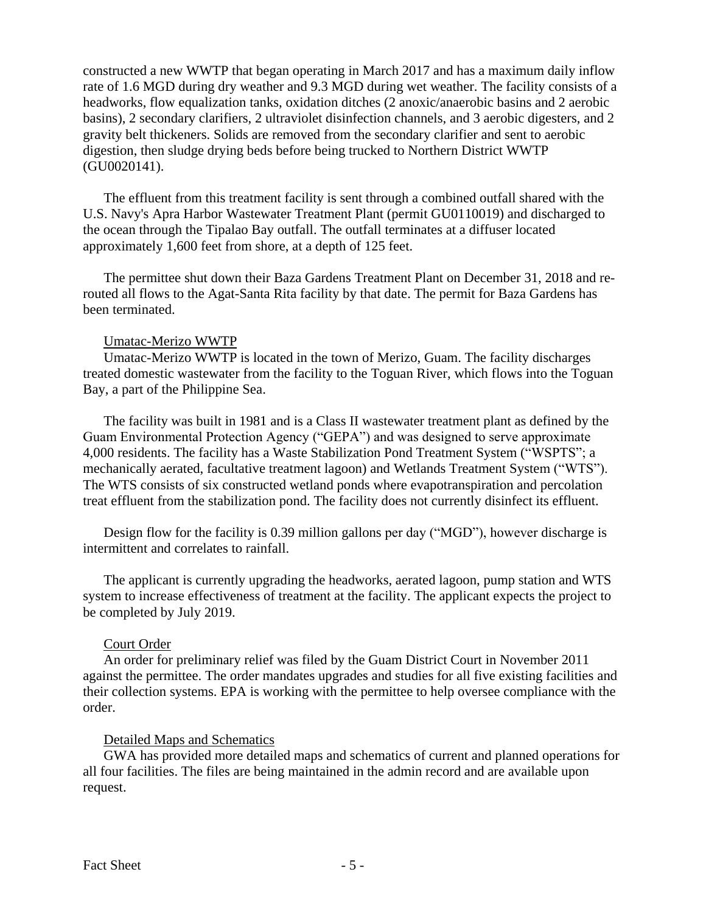constructed a new WWTP that began operating in March 2017 and has a maximum daily inflow rate of 1.6 MGD during dry weather and 9.3 MGD during wet weather. The facility consists of a headworks, flow equalization tanks, oxidation ditches (2 anoxic/anaerobic basins and 2 aerobic basins), 2 secondary clarifiers, 2 ultraviolet disinfection channels, and 3 aerobic digesters, and 2 gravity belt thickeners. Solids are removed from the secondary clarifier and sent to aerobic digestion, then sludge drying beds before being trucked to Northern District WWTP (GU0020141).

The effluent from this treatment facility is sent through a combined outfall shared with the U.S. Navy's Apra Harbor Wastewater Treatment Plant (permit GU0110019) and discharged to the ocean through the Tipalao Bay outfall. The outfall terminates at a diffuser located approximately 1,600 feet from shore, at a depth of 125 feet.

The permittee shut down their Baza Gardens Treatment Plant on December 31, 2018 and re-routed all flows to the Agat-Santa Rita facility by that date. The permit for Baza Gardens has been terminated.

Umatac-Merizo WWTP

Umatac-Merizo WWTP is located in the town of Merizo, Guam. The facility discharges treated domestic wastewater from the facility to the Toguan River, which flows into the Toguan Bay, a part of the Philippine Sea.

The facility was built in 1981 and is a Class II wastewater treatment plant as defined by the Guam Environmental Protection Agency ("GEPA") and was designed to serve approximate 4,000 residents. The facility has a Waste Stabilization Pond Treatment System ("WSPTS"; a mechanically aerated, facultative treatment lagoon) and Wetlands Treatment System ("WTS"). The WTS consists of six constructed wetland ponds where evapotranspiration and percolation treat effluent from the stabilization pond. The facility does not currently disinfect its effluent.

Design flow for the facility is 0.39 million gallons per day ("MGD"), however discharge is intermittent and correlates to rainfall.

The applicant is currently upgrading the headworks, aerated lagoon, pump station and WTS system to increase effectiveness of treatment at the facility. The applicant expects the project to be completed by July 2019.

Court Order

An order for preliminary relief was filed by the Guam District Court in November 2011 against the permittee. The order mandates upgrades and studies for all five existing facilities and their collection systems. EPA is working with the permittee to help oversee compliance with the order.

Detailed Maps and Schematics

GWA has provided more detailed maps and schematics of current and planned operations for all four facilities. The files are being maintained in the admin record and are available upon request.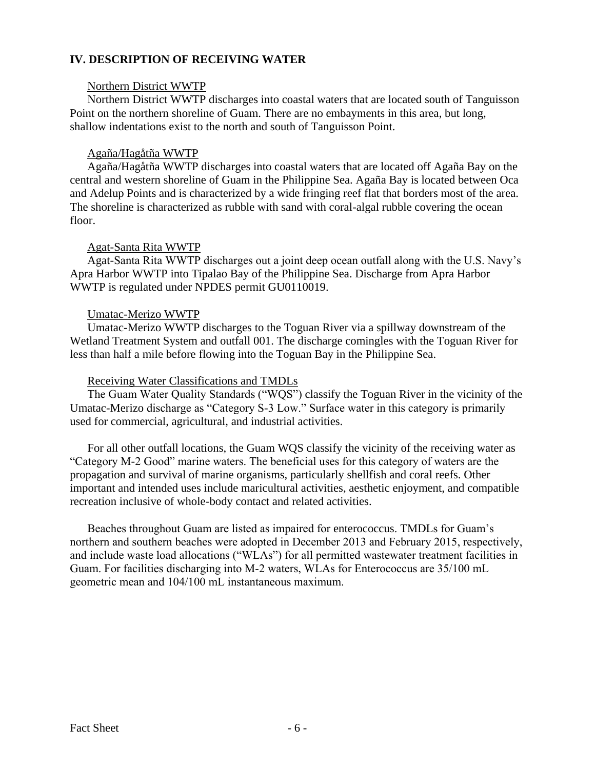## IV. DESCRIPTION OF RECEIVING WATER

Northern District WWTP

Northern District WWTP discharges into coastal waters that are located south of Tanguisson Point on the northern shoreline of Guam. There are no embayments in this area, but long, shallow indentations exist to the north and south of Tanguisson Point.

Agaña/Hagåtña WWTP

Agaña/Hagåtña WWTP discharges into coastal waters that are located off Agaña Bay on the central and western shoreline of Guam in the Philippine Sea. Agaña Bay is located between Oca and Adelup Points and is characterized by a wide fringing reef flat that borders most of the area. The shoreline is characterized as rubble with sand with coral-algal rubble covering the ocean floor.

Agat-Santa Rita WWTP

Agat-Santa Rita WWTP discharges out a joint deep ocean outfall along with the U.S. Navy's Apra Harbor WWTP into Tipalao Bay of the Philippine Sea. Discharge from Apra Harbor WWTP is regulated under NPDES permit GU0110019.

Umatac-Merizo WWTP

Umatac-Merizo WWTP discharges to the Toguan River via a spillway downstream of the Wetland Treatment System and outfall 001. The discharge comingles with the Toguan River for less than half a mile before flowing into the Toguan Bay in the Philippine Sea.

Receiving Water Classifications and TMDLs

The Guam Water Quality Standards ("WQS") classify the Toguan River in the vicinity of the Umatac-Merizo discharge as "Category S-3 Low." Surface water in this category is primarily used for commercial, agricultural, and industrial activities.

For all other outfall locations, the Guam WQS classify the vicinity of the receiving water as "Category M-2 Good" marine waters. The beneficial uses for this category of waters are the propagation and survival of marine organisms, particularly shellfish and coral reefs. Other important and intended uses include maricultural activities, aesthetic enjoyment, and compatible recreation inclusive of whole-body contact and related activities.

Beaches throughout Guam are listed as impaired for enterococcus. TMDLs for Guam's northern and southern beaches were adopted in December 2013 and February 2015, respectively, and include waste load allocations ("WLAs") for all permitted wastewater treatment facilities in Guam. For facilities discharging into M-2 waters, WLAs for Enterococcus are 35/100 mL geometric mean and 104/100 mL instantaneous maximum.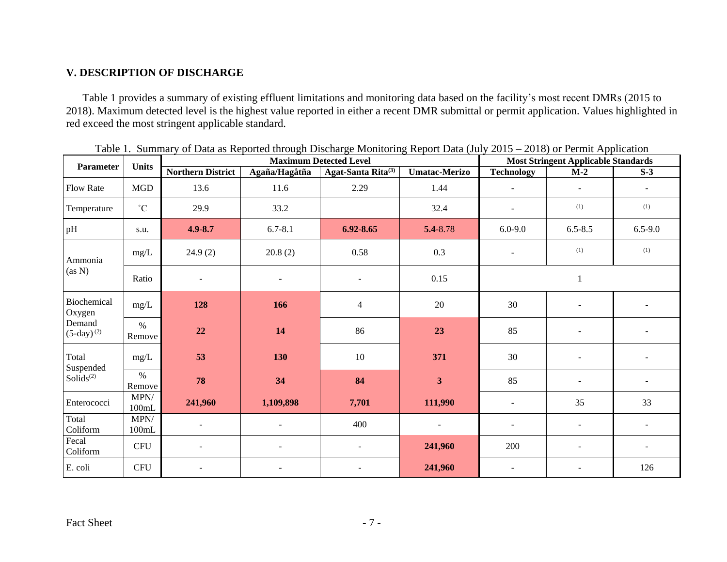## V. DESCRIPTION OF DISCHARGE

Table 1 provides a summary of existing effluent limitations and monitoring data based on the facility's most recent DMRs (2015 to 2018). Maximum detected level is the highest value reported in either a recent DMR submittal or permit application. Values highlighted in red exceed the most stringent applicable standard.

Table 1. Summary of Data as Reported through Discharge Monitoring Report Data (July 2015 – 2018) or Permit Application

| Parameter | Units | Maximum Detected Level | | | | Most Stringent Applicable Standards | | |
|---|---|---|---|---|---|---|---|---|
| | | Northern District | Agaña/Hagåtña | Agat-Santa Rita[3] | Umatac-Merizo | Technology | M-2 | S-3 |
| Flow Rate | MGD | 13.6 | 11.6 | 2.29 | 1.44 | - | - | - |
| Temperature | ˚C | 29.9 | 33.2 | | 32.4 | - | [1] | [1] |
| pH | s.u. | **4.9-8.7** | 6.7-8.1 | **6.92-8.65** | **5.4**-8.78 | 6.0-9.0 | 6.5-8.5 | 6.5-9.0 |
| Ammonia (as N) | mg/L | 24.9 (2) | 20.8 (2) | 0.58 | 0.3 | - | [1] | [1] |
| | Ratio | - | - | - | 0.15 | 1 | | |
| Biochemical Oxygen Demand (5-day)[2] | mg/L | **128** | **166** | 4 | 20 | 30 | - | - |
| | % Remove | **22** | **14** | 86 | **23** | 85 | - | - |
| Total Suspended Solids[2] | mg/L | **53** | **130** | 10 | **371** | 30 | - | - |
| | % Remove | **78** | **34** | **84** | **3** | 85 | - | - |
| Enterococci | MPN/ 100mL | **241,960** | **1,109,898** | **7,701** | **111,990** | - | 35 | 33 |
| Total Coliform | MPN/ 100mL | - | - | 400 | - | - | - | - |
| Fecal Coliform | CFU | - | - | - | **241,960** | 200 | - | - |
| E. coli | CFU | - | - | - | **241,960** | - | - | 126 |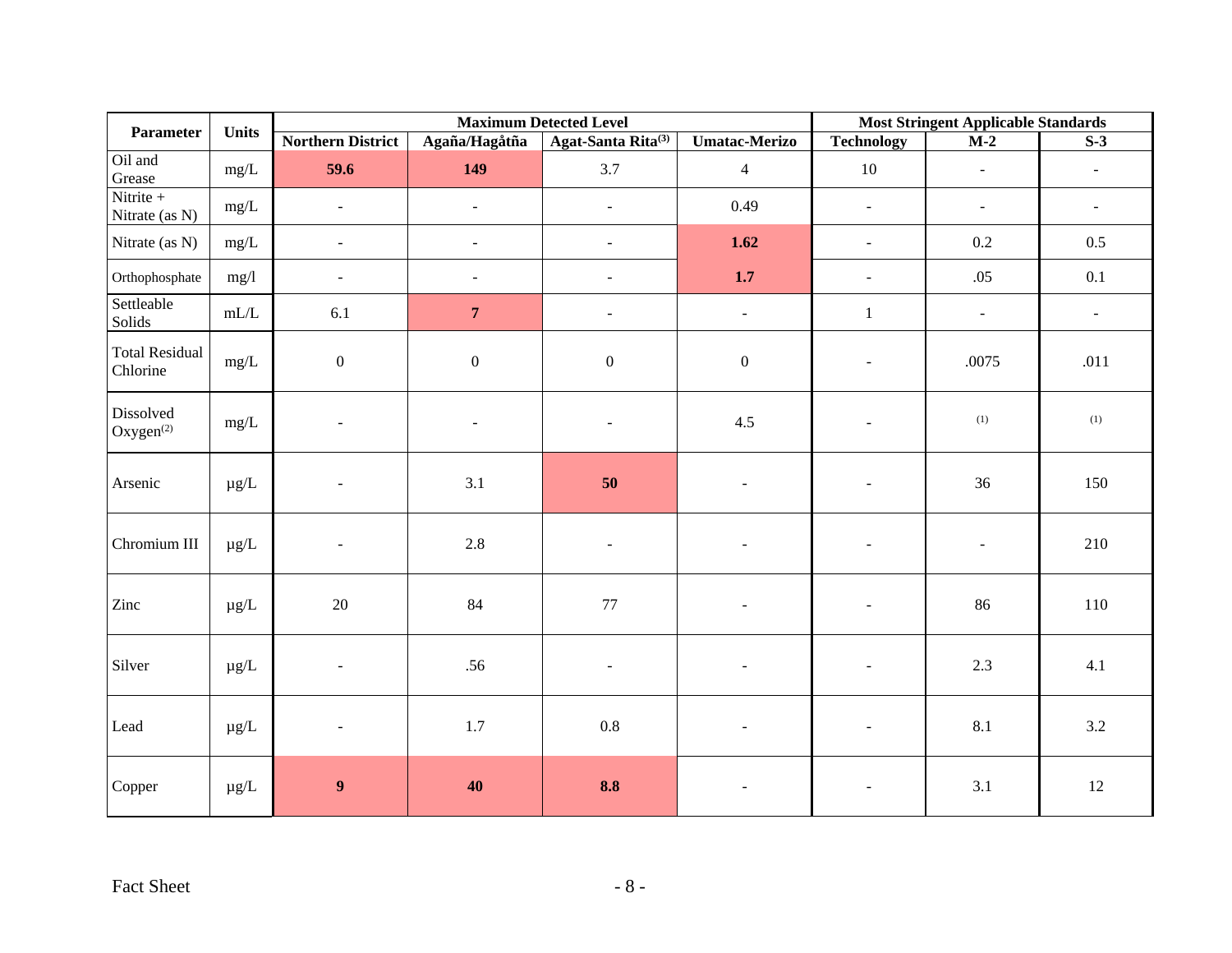| Parameter | Units | Maximum Detected Level | | | | Most Stringent Applicable Standards | | |
|---|---|---|---|---|---|---|---|---|
| | | Northern District | Agaña/Hagåtña | Agat-Santa Rita[(3)] | Umatac-Merizo | Technology | M-2 | S-3 |
| Oil and Grease | mg/L | **59.6** | **149** | 3.7 | 4 | 10 | - | - |
| Nitrite + Nitrate (as N) | mg/L | - | - | - | 0.49 | - | - | - |
| Nitrate (as N) | mg/L | - | - | - | **1.62** | - | 0.2 | 0.5 |
| Orthophosphate | mg/l | - | - | - | **1.7** | - | .05 | 0.1 |
| Settleable Solids | mL/L | 6.1 | **7** | - | - | 1 | - | - |
| Total Residual Chlorine | mg/L | 0 | 0 | 0 | 0 | - | .0075 | .011 |
| Dissolved Oxygen[(2)] | mg/L | - | - | - | 4.5 | - | (1) | (1) |
| Arsenic | µg/L | - | 3.1 | **50** | - | - | 36 | 150 |
| Chromium III | µg/L | - | 2.8 | - | - | - | - | 210 |
| Zinc | µg/L | 20 | 84 | 77 | - | - | 86 | 110 |
| Silver | µg/L | - | .56 | - | - | - | 2.3 | 4.1 |
| Lead | µg/L | - | 1.7 | 0.8 | - | - | 8.1 | 3.2 |
| Copper | µg/L | **9** | **40** | **8.8** | - | - | 3.1 | 12 |

Fact Sheet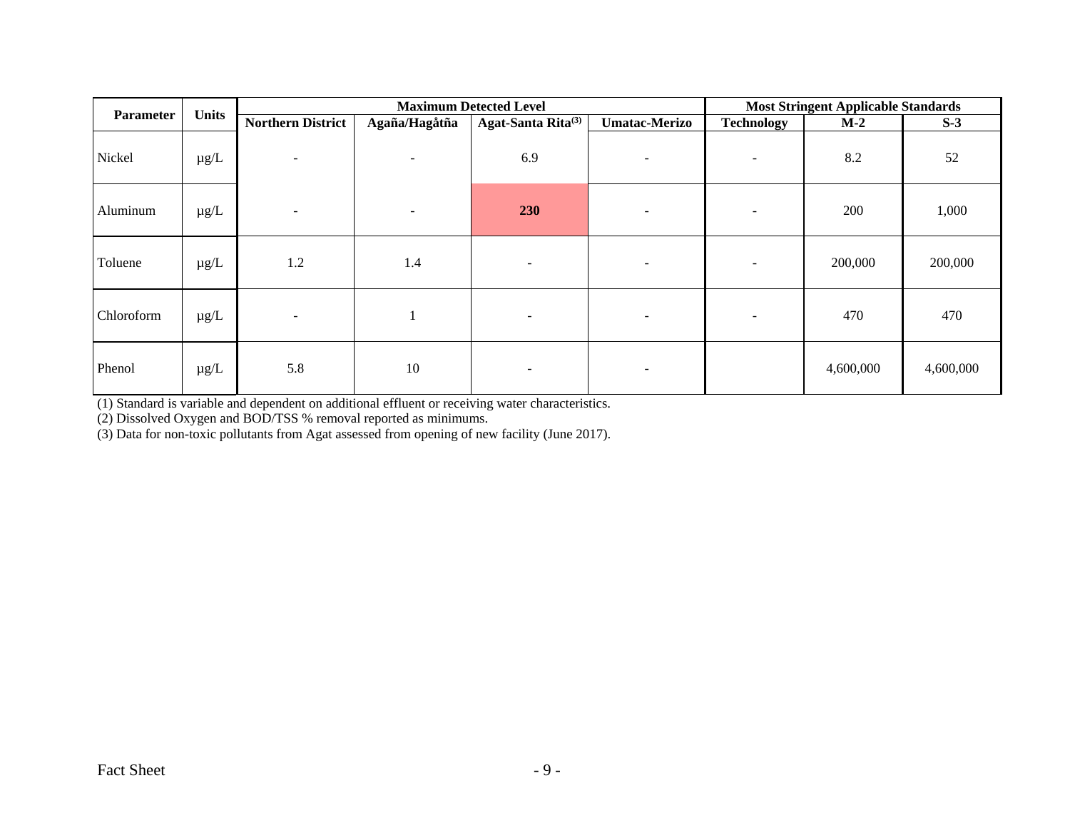| Parameter | Units | Maximum Detected Level | | | | Most Stringent Applicable Standards | | |
|---|---|---|---|---|---|---|---|---|
| | | Northern District | Agaña/Hagåtña | Agat-Santa Rita[3] | Umatac-Merizo | Technology | M-2 | S-3 |
| Nickel | µg/L | - | - | 6.9 | - | - | 8.2 | 52 |
| Aluminum | µg/L | - | - | **230** | - | - | 200 | 1,000 |
| Toluene | µg/L | 1.2 | 1.4 | - | - | - | 200,000 | 200,000 |
| Chloroform | µg/L | - | 1 | - | - | - | 470 | 470 |
| Phenol | µg/L | 5.8 | 10 | - | - | | 4,600,000 | 4,600,000 |

(1) Standard is variable and dependent on additional effluent or receiving water characteristics.
(2) Dissolved Oxygen and BOD/TSS % removal reported as minimums.
(3) Data for non-toxic pollutants from Agat assessed from opening of new facility (June 2017).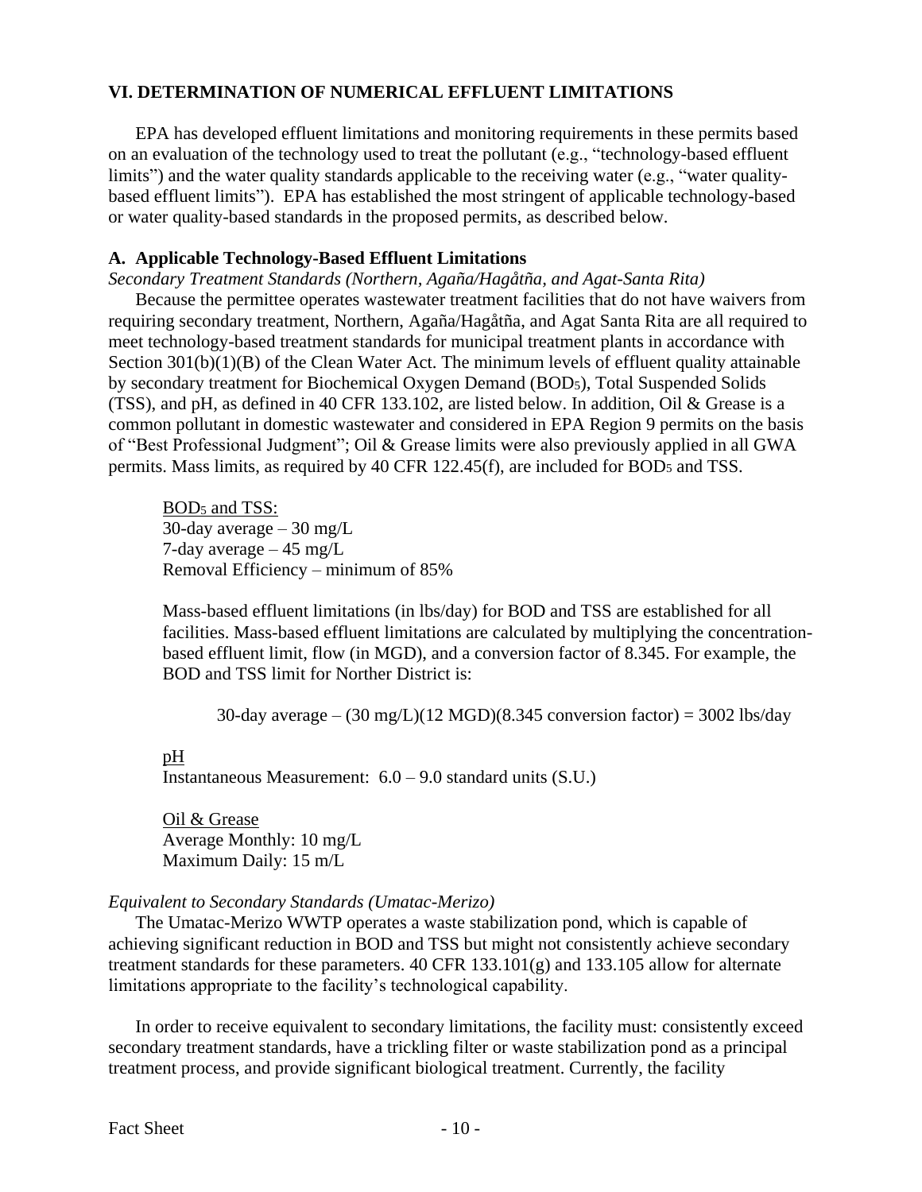## VI. DETERMINATION OF NUMERICAL EFFLUENT LIMITATIONS

EPA has developed effluent limitations and monitoring requirements in these permits based on an evaluation of the technology used to treat the pollutant (e.g., "technology-based effluent limits") and the water quality standards applicable to the receiving water (e.g., "water quality-based effluent limits"). EPA has established the most stringent of applicable technology-based or water quality-based standards in the proposed permits, as described below.

### A. Applicable Technology-Based Effluent Limitations

*Secondary Treatment Standards (Northern, Agaña/Hagåtña, and Agat-Santa Rita)*

Because the permittee operates wastewater treatment facilities that do not have waivers from requiring secondary treatment, Northern, Agaña/Hagåtña, and Agat Santa Rita are all required to meet technology-based treatment standards for municipal treatment plants in accordance with Section 301(b)(1)(B) of the Clean Water Act. The minimum levels of effluent quality attainable by secondary treatment for Biochemical Oxygen Demand ($BOD_5$), Total Suspended Solids (TSS), and pH, as defined in 40 CFR 133.102, are listed below. In addition, Oil & Grease is a common pollutant in domestic wastewater and considered in EPA Region 9 permits on the basis of "Best Professional Judgment"; Oil & Grease limits were also previously applied in all GWA permits. Mass limits, as required by 40 CFR 122.45(f), are included for $BOD_5$ and TSS.

$BOD_5$ and TSS:
30-day average – 30 mg/L
7-day average – 45 mg/L
Removal Efficiency – minimum of 85%

Mass-based effluent limitations (in lbs/day) for BOD and TSS are established for all facilities. Mass-based effluent limitations are calculated by multiplying the concentration-based effluent limit, flow (in MGD), and a conversion factor of 8.345. For example, the BOD and TSS limit for Norther District is:

30-day average – (30 mg/L)(12 MGD)(8.345 conversion factor) = 3002 lbs/day

pH
Instantaneous Measurement: 6.0 – 9.0 standard units (S.U.)

Oil & Grease
Average Monthly: 10 mg/L
Maximum Daily: 15 m/L

*Equivalent to Secondary Standards (Umatac-Merizo)*

The Umatac-Merizo WWTP operates a waste stabilization pond, which is capable of achieving significant reduction in BOD and TSS but might not consistently achieve secondary treatment standards for these parameters. 40 CFR 133.101(g) and 133.105 allow for alternate limitations appropriate to the facility's technological capability.

In order to receive equivalent to secondary limitations, the facility must: consistently exceed secondary treatment standards, have a trickling filter or waste stabilization pond as a principal treatment process, and provide significant biological treatment. Currently, the facility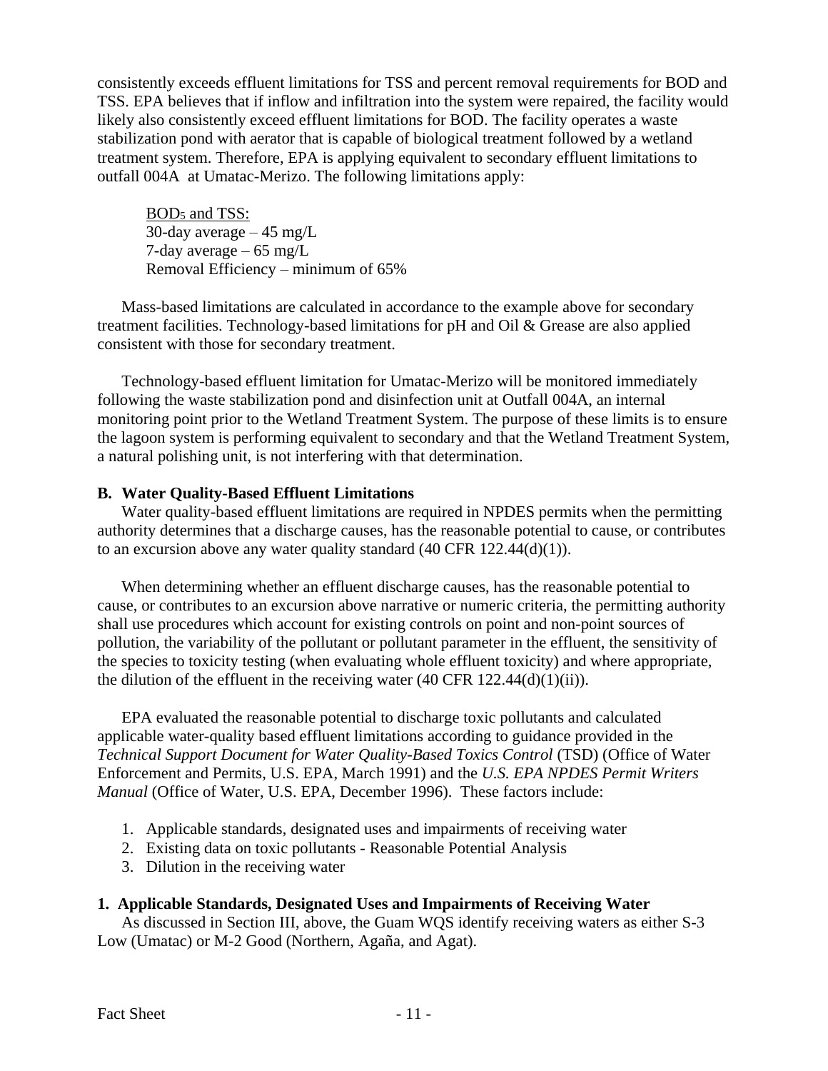consistently exceeds effluent limitations for TSS and percent removal requirements for BOD and TSS. EPA believes that if inflow and infiltration into the system were repaired, the facility would likely also consistently exceed effluent limitations for BOD. The facility operates a waste stabilization pond with aerator that is capable of biological treatment followed by a wetland treatment system. Therefore, EPA is applying equivalent to secondary effluent limitations to outfall 004A at Umatac-Merizo. The following limitations apply:

> $BOD_5$ and TSS:
> 30-day average – 45 mg/L
> 7-day average – 65 mg/L
> Removal Efficiency – minimum of 65%

Mass-based limitations are calculated in accordance to the example above for secondary treatment facilities. Technology-based limitations for pH and Oil & Grease are also applied consistent with those for secondary treatment.

Technology-based effluent limitation for Umatac-Merizo will be monitored immediately following the waste stabilization pond and disinfection unit at Outfall 004A, an internal monitoring point prior to the Wetland Treatment System. The purpose of these limits is to ensure the lagoon system is performing equivalent to secondary and that the Wetland Treatment System, a natural polishing unit, is not interfering with that determination.

**B. Water Quality-Based Effluent Limitations**

Water quality-based effluent limitations are required in NPDES permits when the permitting authority determines that a discharge causes, has the reasonable potential to cause, or contributes to an excursion above any water quality standard (40 CFR 122.44(d)(1)).

When determining whether an effluent discharge causes, has the reasonable potential to cause, or contributes to an excursion above narrative or numeric criteria, the permitting authority shall use procedures which account for existing controls on point and non-point sources of pollution, the variability of the pollutant or pollutant parameter in the effluent, the sensitivity of the species to toxicity testing (when evaluating whole effluent toxicity) and where appropriate, the dilution of the effluent in the receiving water (40 CFR 122.44(d)(1)(ii)).

EPA evaluated the reasonable potential to discharge toxic pollutants and calculated applicable water-quality based effluent limitations according to guidance provided in the *Technical Support Document for Water Quality-Based Toxics Control* (TSD) (Office of Water Enforcement and Permits, U.S. EPA, March 1991) and the *U.S. EPA NPDES Permit Writers Manual* (Office of Water, U.S. EPA, December 1996). These factors include:

1. Applicable standards, designated uses and impairments of receiving water
2. Existing data on toxic pollutants - Reasonable Potential Analysis
3. Dilution in the receiving water

**1. Applicable Standards, Designated Uses and Impairments of Receiving Water**

As discussed in Section III, above, the Guam WQS identify receiving waters as either S-3 Low (Umatac) or M-2 Good (Northern, Agaña, and Agat).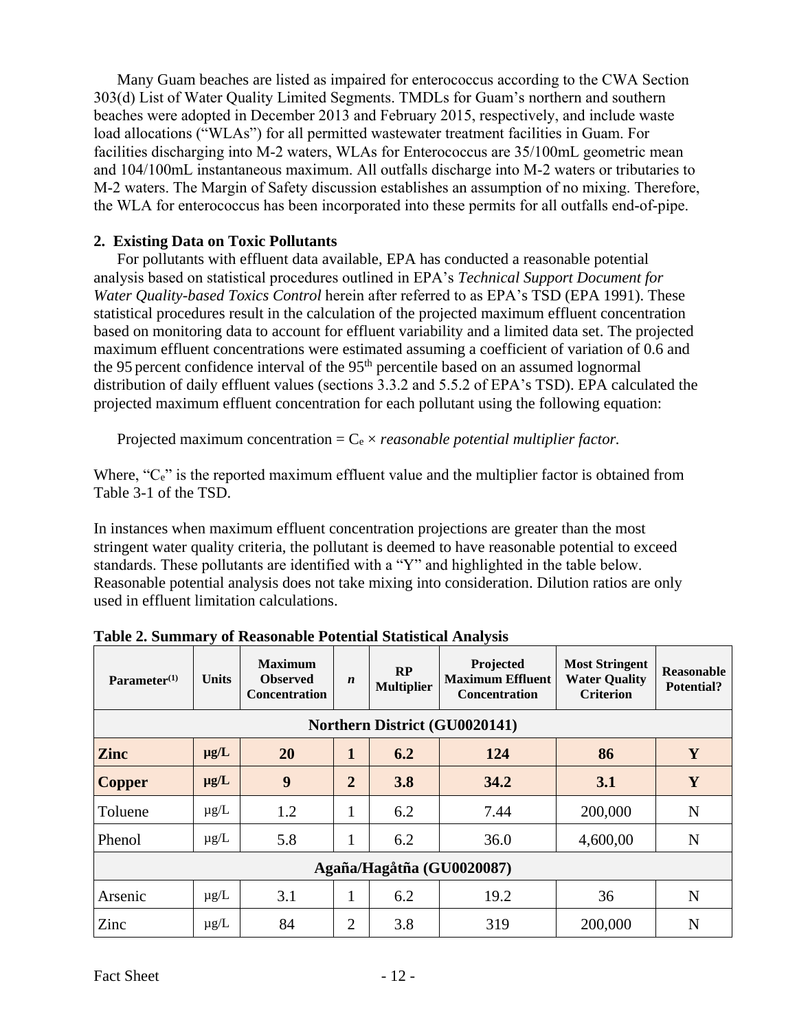Many Guam beaches are listed as impaired for enterococcus according to the CWA Section 303(d) List of Water Quality Limited Segments. TMDLs for Guam's northern and southern beaches were adopted in December 2013 and February 2015, respectively, and include waste load allocations ("WLAs") for all permitted wastewater treatment facilities in Guam. For facilities discharging into M-2 waters, WLAs for Enterococcus are 35/100mL geometric mean and 104/100mL instantaneous maximum. All outfalls discharge into M-2 waters or tributaries to M-2 waters. The Margin of Safety discussion establishes an assumption of no mixing. Therefore, the WLA for enterococcus has been incorporated into these permits for all outfalls end-of-pipe.

## 2. Existing Data on Toxic Pollutants

For pollutants with effluent data available, EPA has conducted a reasonable potential analysis based on statistical procedures outlined in EPA's *Technical Support Document for Water Quality-based Toxics Control* herein after referred to as EPA's TSD (EPA 1991). These statistical procedures result in the calculation of the projected maximum effluent concentration based on monitoring data to account for effluent variability and a limited data set. The projected maximum effluent concentrations were estimated assuming a coefficient of variation of 0.6 and the 95 percent confidence interval of the 95th percentile based on an assumed lognormal distribution of daily effluent values (sections 3.3.2 and 5.5.2 of EPA's TSD). EPA calculated the projected maximum effluent concentration for each pollutant using the following equation:

Projected maximum concentration = $C_e$ × *reasonable potential multiplier factor.*

Where, "$C_e$" is the reported maximum effluent value and the multiplier factor is obtained from Table 3-1 of the TSD.

In instances when maximum effluent concentration projections are greater than the most stringent water quality criteria, the pollutant is deemed to have reasonable potential to exceed standards. These pollutants are identified with a "Y" and highlighted in the table below. Reasonable potential analysis does not take mixing into consideration. Dilution ratios are only used in effluent limitation calculations.

**Table 2. Summary of Reasonable Potential Statistical Analysis**

| Parameter(1) | Units | Maximum Observed Concentration | *n* | RP Multiplier | Projected Maximum Effluent Concentration | Most Stringent Water Quality Criterion | Reasonable Potential? |
|---|---|---|---|---|---|---|---|
| **Northern District (GU0020141)** | | | | | | | |
| **Zinc** | **µg/L** | **20** | **1** | **6.2** | **124** | **86** | **Y** |
| **Copper** | **µg/L** | **9** | **2** | **3.8** | **34.2** | **3.1** | **Y** |
| Toluene | µg/L | 1.2 | 1 | 6.2 | 7.44 | 200,000 | N |
| Phenol | µg/L | 5.8 | 1 | 6.2 | 36.0 | 4,600,00 | N |
| **Agaña/Hagåtña (GU0020087)** | | | | | | | |
| Arsenic | µg/L | 3.1 | 1 | 6.2 | 19.2 | 36 | N |
| Zinc | µg/L | 84 | 2 | 3.8 | 319 | 200,000 | N |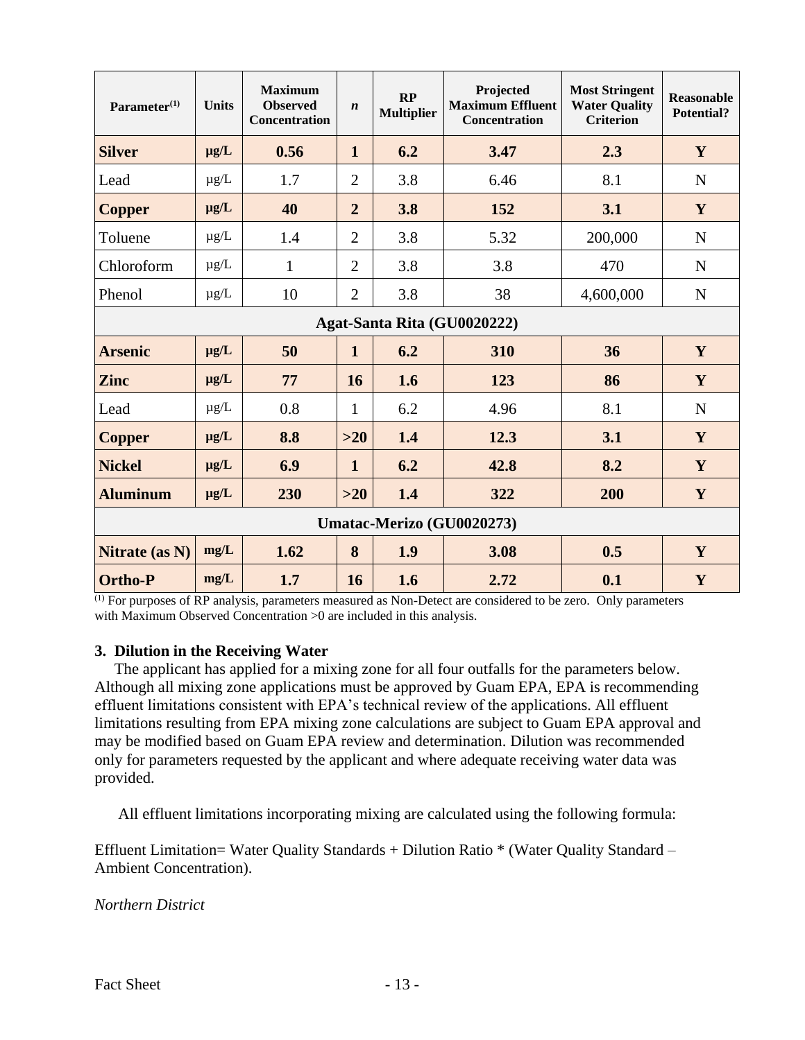| Parameter[1] | Units | Maximum Observed Concentration | *n* | RP Multiplier | Projected Maximum Effluent Concentration | Most Stringent Water Quality Criterion | Reasonable Potential? |
|---|---|---|---|---|---|---|---|
| **Silver** | **μg/L** | **0.56** | **1** | **6.2** | **3.47** | **2.3** | **Y** |
| Lead | μg/L | 1.7 | 2 | 3.8 | 6.46 | 8.1 | N |
| **Copper** | **μg/L** | **40** | **2** | **3.8** | **152** | **3.1** | **Y** |
| Toluene | μg/L | 1.4 | 2 | 3.8 | 5.32 | 200,000 | N |
| Chloroform | μg/L | 1 | 2 | 3.8 | 3.8 | 470 | N |
| Phenol | μg/L | 10 | 2 | 3.8 | 38 | 4,600,000 | N |
| **Agat-Santa Rita (GU0020222)** | | | | | | | |
| **Arsenic** | **μg/L** | **50** | **1** | **6.2** | **310** | **36** | **Y** |
| **Zinc** | **μg/L** | **77** | **16** | **1.6** | **123** | **86** | **Y** |
| Lead | μg/L | 0.8 | 1 | 6.2 | 4.96 | 8.1 | N |
| **Copper** | **μg/L** | **8.8** | **>20** | **1.4** | **12.3** | **3.1** | **Y** |
| **Nickel** | **μg/L** | **6.9** | **1** | **6.2** | **42.8** | **8.2** | **Y** |
| **Aluminum** | **μg/L** | **230** | **>20** | **1.4** | **322** | **200** | **Y** |
| **Umatac-Merizo (GU0020273)** | | | | | | | |
| **Nitrate (as N)** | **mg/L** | **1.62** | **8** | **1.9** | **3.08** | **0.5** | **Y** |
| **Ortho-P** | **mg/L** | **1.7** | **16** | **1.6** | **2.72** | **0.1** | **Y** |

[1] For purposes of RP analysis, parameters measured as Non-Detect are considered to be zero. Only parameters with Maximum Observed Concentration >0 are included in this analysis.

### 3. Dilution in the Receiving Water

The applicant has applied for a mixing zone for all four outfalls for the parameters below. Although all mixing zone applications must be approved by Guam EPA, EPA is recommending effluent limitations consistent with EPA's technical review of the applications. All effluent limitations resulting from EPA mixing zone calculations are subject to Guam EPA approval and may be modified based on Guam EPA review and determination. Dilution was recommended only for parameters requested by the applicant and where adequate receiving water data was provided.

All effluent limitations incorporating mixing are calculated using the following formula:

Effluent Limitation= Water Quality Standards + Dilution Ratio * (Water Quality Standard – Ambient Concentration).

*Northern District*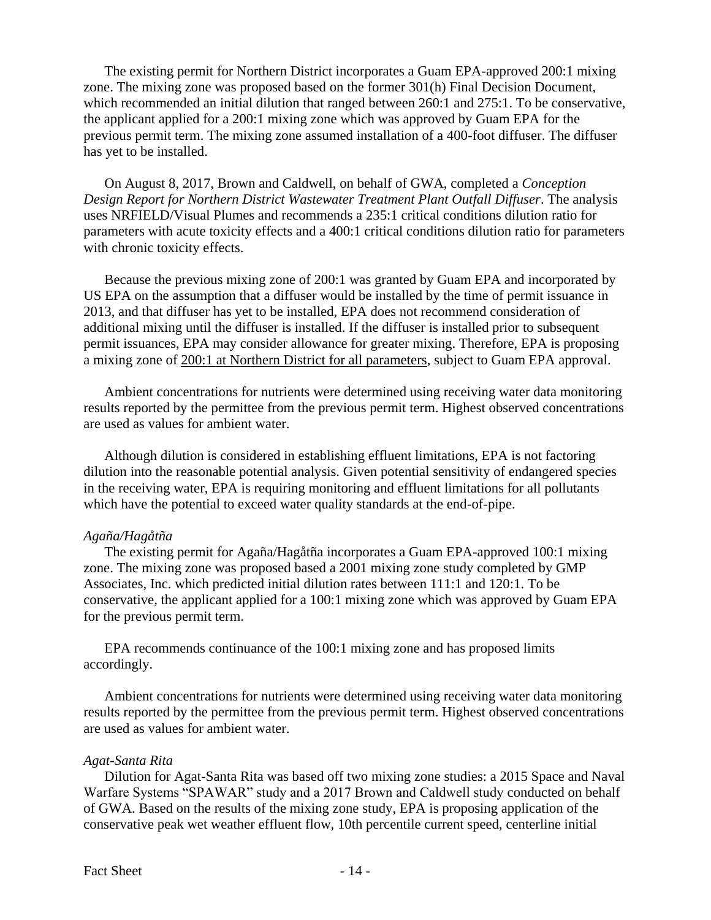The existing permit for Northern District incorporates a Guam EPA-approved 200:1 mixing zone. The mixing zone was proposed based on the former 301(h) Final Decision Document, which recommended an initial dilution that ranged between 260:1 and 275:1. To be conservative, the applicant applied for a 200:1 mixing zone which was approved by Guam EPA for the previous permit term. The mixing zone assumed installation of a 400-foot diffuser. The diffuser has yet to be installed.

On August 8, 2017, Brown and Caldwell, on behalf of GWA, completed a *Conception Design Report for Northern District Wastewater Treatment Plant Outfall Diffuser*. The analysis uses NRFIELD/Visual Plumes and recommends a 235:1 critical conditions dilution ratio for parameters with acute toxicity effects and a 400:1 critical conditions dilution ratio for parameters with chronic toxicity effects.

Because the previous mixing zone of 200:1 was granted by Guam EPA and incorporated by US EPA on the assumption that a diffuser would be installed by the time of permit issuance in 2013, and that diffuser has yet to be installed, EPA does not recommend consideration of additional mixing until the diffuser is installed. If the diffuser is installed prior to subsequent permit issuances, EPA may consider allowance for greater mixing. Therefore, EPA is proposing a mixing zone of <u>200:1 at Northern District for all parameters</u>, subject to Guam EPA approval.

Ambient concentrations for nutrients were determined using receiving water data monitoring results reported by the permittee from the previous permit term. Highest observed concentrations are used as values for ambient water.

Although dilution is considered in establishing effluent limitations, EPA is not factoring dilution into the reasonable potential analysis. Given potential sensitivity of endangered species in the receiving water, EPA is requiring monitoring and effluent limitations for all pollutants which have the potential to exceed water quality standards at the end-of-pipe.

*Agaña/Hagåtña*

The existing permit for Agaña/Hagåtña incorporates a Guam EPA-approved 100:1 mixing zone. The mixing zone was proposed based a 2001 mixing zone study completed by GMP Associates, Inc. which predicted initial dilution rates between 111:1 and 120:1. To be conservative, the applicant applied for a 100:1 mixing zone which was approved by Guam EPA for the previous permit term.

EPA recommends continuance of the 100:1 mixing zone and has proposed limits accordingly.

Ambient concentrations for nutrients were determined using receiving water data monitoring results reported by the permittee from the previous permit term. Highest observed concentrations are used as values for ambient water.

*Agat-Santa Rita*

Dilution for Agat-Santa Rita was based off two mixing zone studies: a 2015 Space and Naval Warfare Systems "SPAWAR" study and a 2017 Brown and Caldwell study conducted on behalf of GWA. Based on the results of the mixing zone study, EPA is proposing application of the conservative peak wet weather effluent flow, 10th percentile current speed, centerline initial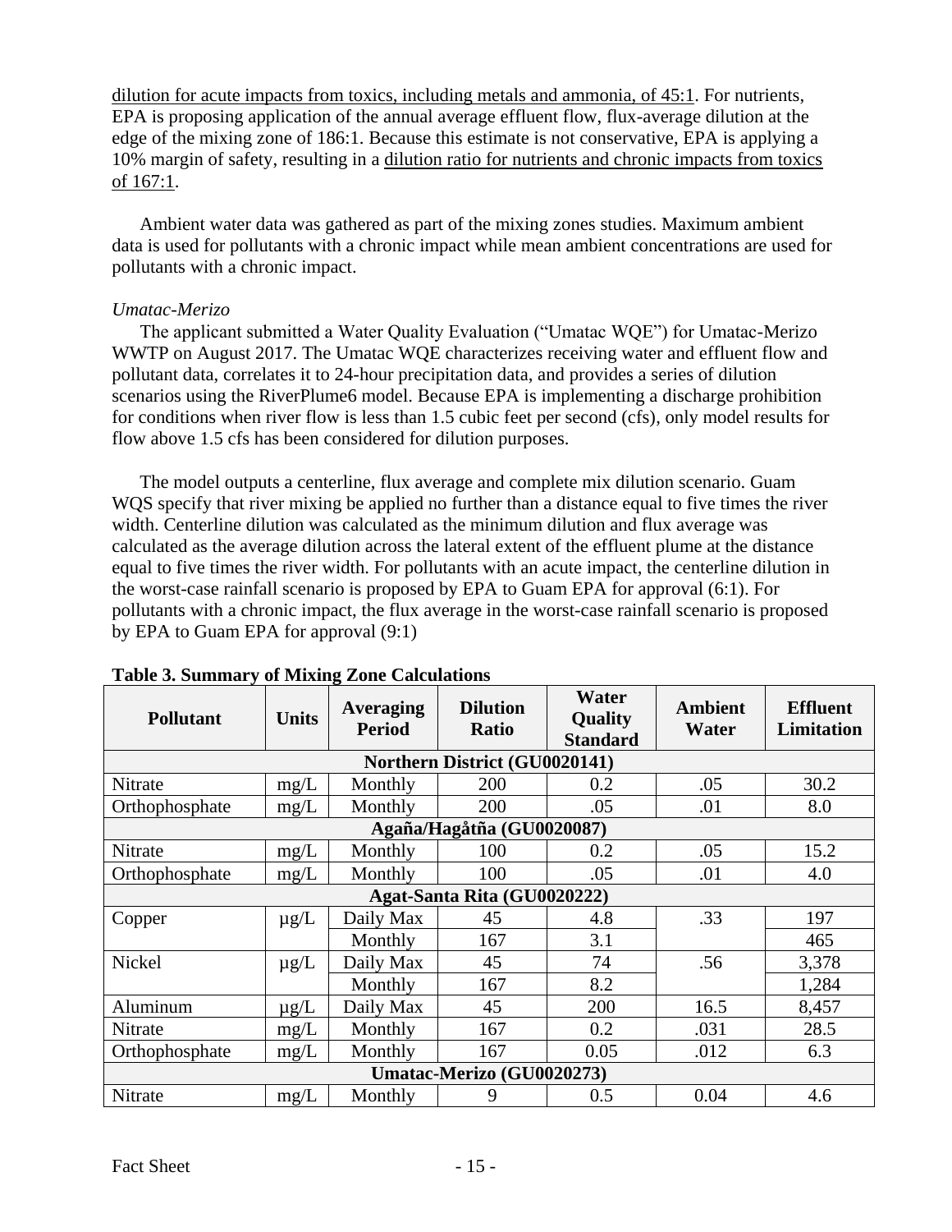dilution for acute impacts from toxics, including metals and ammonia, of 45:1. For nutrients, EPA is proposing application of the annual average effluent flow, flux-average dilution at the edge of the mixing zone of 186:1. Because this estimate is not conservative, EPA is applying a 10% margin of safety, resulting in a dilution ratio for nutrients and chronic impacts from toxics of 167:1.

Ambient water data was gathered as part of the mixing zones studies. Maximum ambient data is used for pollutants with a chronic impact while mean ambient concentrations are used for pollutants with a chronic impact.

*Umatac-Merizo*

The applicant submitted a Water Quality Evaluation ("Umatac WQE") for Umatac-Merizo WWTP on August 2017. The Umatac WQE characterizes receiving water and effluent flow and pollutant data, correlates it to 24-hour precipitation data, and provides a series of dilution scenarios using the RiverPlume6 model. Because EPA is implementing a discharge prohibition for conditions when river flow is less than 1.5 cubic feet per second (cfs), only model results for flow above 1.5 cfs has been considered for dilution purposes.

The model outputs a centerline, flux average and complete mix dilution scenario. Guam WQS specify that river mixing be applied no further than a distance equal to five times the river width. Centerline dilution was calculated as the minimum dilution and flux average was calculated as the average dilution across the lateral extent of the effluent plume at the distance equal to five times the river width. For pollutants with an acute impact, the centerline dilution in the worst-case rainfall scenario is proposed by EPA to Guam EPA for approval (6:1). For pollutants with a chronic impact, the flux average in the worst-case rainfall scenario is proposed by EPA to Guam EPA for approval (9:1)

**Table 3. Summary of Mixing Zone Calculations**

| Pollutant | Units | Averaging Period | Dilution Ratio | Water Quality Standard | Ambient Water | Effluent Limitation |
|---|---|---|---|---|---|---|
| **Northern District (GU0020141)** | | | | | | |
| Nitrate | mg/L | Monthly | 200 | 0.2 | .05 | 30.2 |
| Orthophosphate | mg/L | Monthly | 200 | .05 | .01 | 8.0 |
| **Agaña/Hagåtña (GU0020087)** | | | | | | |
| Nitrate | mg/L | Monthly | 100 | 0.2 | .05 | 15.2 |
| Orthophosphate | mg/L | Monthly | 100 | .05 | .01 | 4.0 |
| **Agat-Santa Rita (GU0020222)** | | | | | | |
| Copper | µg/L | Daily Max | 45 | 4.8 | .33 | 197 |
| | | Monthly | 167 | 3.1 | | 465 |
| Nickel | µg/L | Daily Max | 45 | 74 | .56 | 3,378 |
| | | Monthly | 167 | 8.2 | | 1,284 |
| Aluminum | µg/L | Daily Max | 45 | 200 | 16.5 | 8,457 |
| Nitrate | mg/L | Monthly | 167 | 0.2 | .031 | 28.5 |
| Orthophosphate | mg/L | Monthly | 167 | 0.05 | .012 | 6.3 |
| **Umatac-Merizo (GU0020273)** | | | | | | |
| Nitrate | mg/L | Monthly | 9 | 0.5 | 0.04 | 4.6 |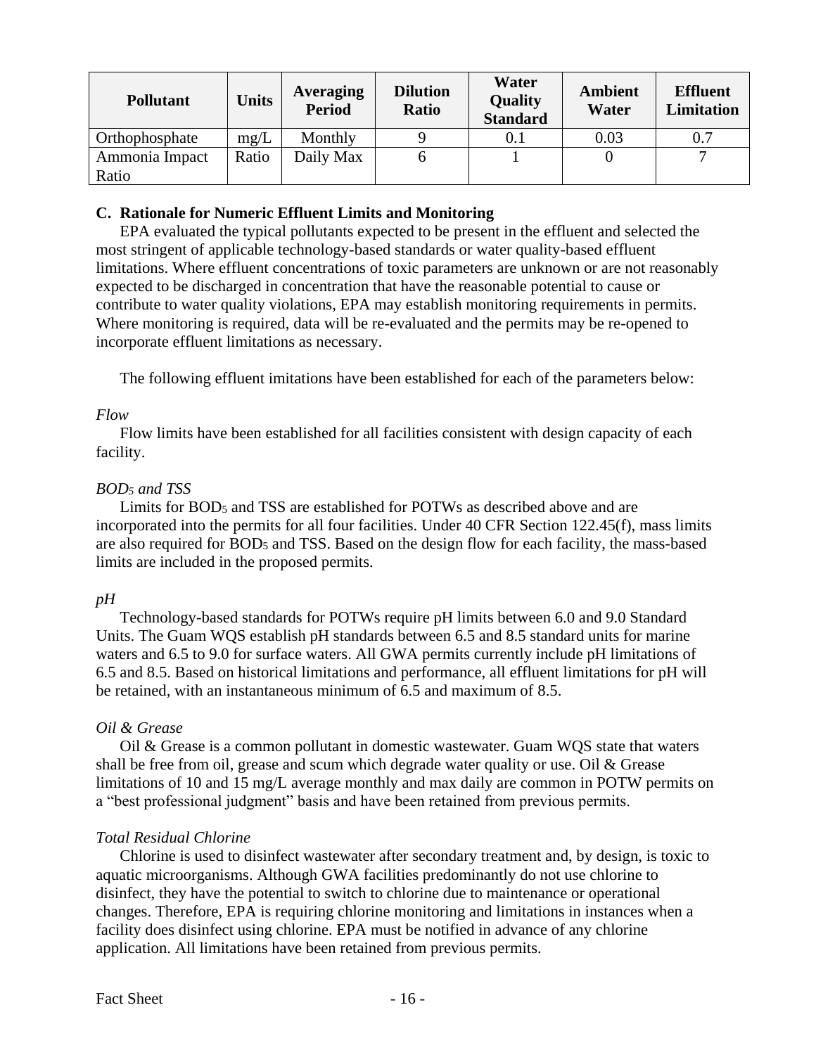| Pollutant | Units | Averaging Period | Dilution Ratio | Water Quality Standard | Ambient Water | Effluent Limitation |
|---|---|---|---|---|---|---|
| Orthophosphate | mg/L | Monthly | 9 | 0.1 | 0.03 | 0.7 |
| Ammonia Impact Ratio | Ratio | Daily Max | 6 | 1 | 0 | 7 |

### C. Rationale for Numeric Effluent Limits and Monitoring

EPA evaluated the typical pollutants expected to be present in the effluent and selected the most stringent of applicable technology-based standards or water quality-based effluent limitations. Where effluent concentrations of toxic parameters are unknown or are not reasonably expected to be discharged in concentration that have the reasonable potential to cause or contribute to water quality violations, EPA may establish monitoring requirements in permits. Where monitoring is required, data will be re-evaluated and the permits may be re-opened to incorporate effluent limitations as necessary.

The following effluent imitations have been established for each of the parameters below:

*Flow*

Flow limits have been established for all facilities consistent with design capacity of each facility.

*$BOD_5$ and TSS*

Limits for $BOD_5$ and TSS are established for POTWs as described above and are incorporated into the permits for all four facilities. Under 40 CFR Section 122.45(f), mass limits are also required for $BOD_5$ and TSS. Based on the design flow for each facility, the mass-based limits are included in the proposed permits.

*pH*

Technology-based standards for POTWs require pH limits between 6.0 and 9.0 Standard Units. The Guam WQS establish pH standards between 6.5 and 8.5 standard units for marine waters and 6.5 to 9.0 for surface waters. All GWA permits currently include pH limitations of 6.5 and 8.5. Based on historical limitations and performance, all effluent limitations for pH will be retained, with an instantaneous minimum of 6.5 and maximum of 8.5.

*Oil & Grease*

Oil & Grease is a common pollutant in domestic wastewater. Guam WQS state that waters shall be free from oil, grease and scum which degrade water quality or use. Oil & Grease limitations of 10 and 15 mg/L average monthly and max daily are common in POTW permits on a "best professional judgment" basis and have been retained from previous permits.

*Total Residual Chlorine*

Chlorine is used to disinfect wastewater after secondary treatment and, by design, is toxic to aquatic microorganisms. Although GWA facilities predominantly do not use chlorine to disinfect, they have the potential to switch to chlorine due to maintenance or operational changes. Therefore, EPA is requiring chlorine monitoring and limitations in instances when a facility does disinfect using chlorine. EPA must be notified in advance of any chlorine application. All limitations have been retained from previous permits.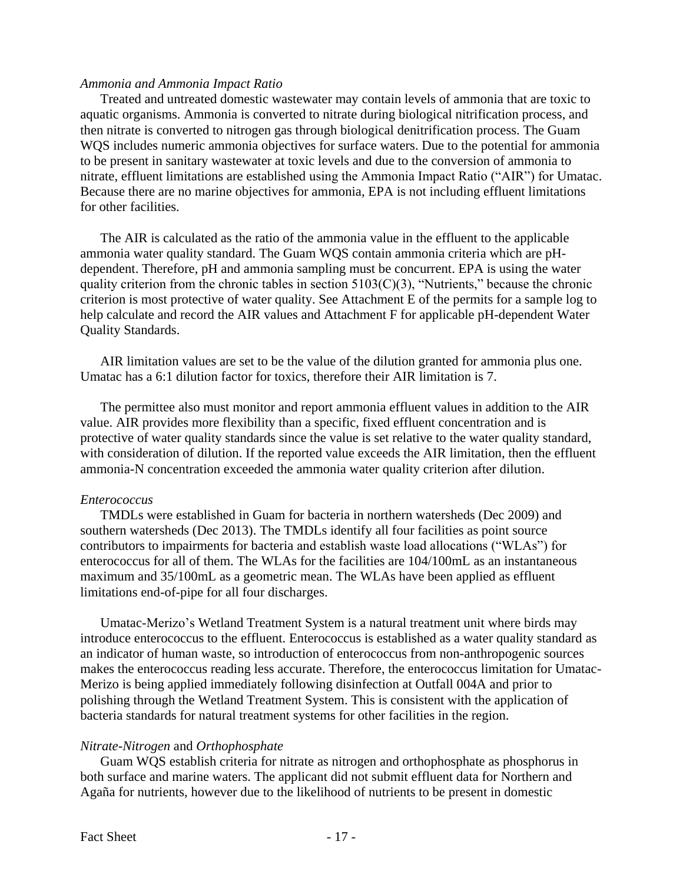*Ammonia and Ammonia Impact Ratio*

Treated and untreated domestic wastewater may contain levels of ammonia that are toxic to aquatic organisms. Ammonia is converted to nitrate during biological nitrification process, and then nitrate is converted to nitrogen gas through biological denitrification process. The Guam WQS includes numeric ammonia objectives for surface waters. Due to the potential for ammonia to be present in sanitary wastewater at toxic levels and due to the conversion of ammonia to nitrate, effluent limitations are established using the Ammonia Impact Ratio ("AIR") for Umatac. Because there are no marine objectives for ammonia, EPA is not including effluent limitations for other facilities.

The AIR is calculated as the ratio of the ammonia value in the effluent to the applicable ammonia water quality standard. The Guam WQS contain ammonia criteria which are pH-dependent. Therefore, pH and ammonia sampling must be concurrent. EPA is using the water quality criterion from the chronic tables in section 5103(C)(3), "Nutrients," because the chronic criterion is most protective of water quality. See Attachment E of the permits for a sample log to help calculate and record the AIR values and Attachment F for applicable pH-dependent Water Quality Standards.

AIR limitation values are set to be the value of the dilution granted for ammonia plus one. Umatac has a 6:1 dilution factor for toxics, therefore their AIR limitation is 7.

The permittee also must monitor and report ammonia effluent values in addition to the AIR value. AIR provides more flexibility than a specific, fixed effluent concentration and is protective of water quality standards since the value is set relative to the water quality standard, with consideration of dilution. If the reported value exceeds the AIR limitation, then the effluent ammonia-N concentration exceeded the ammonia water quality criterion after dilution.

*Enterococcus*

TMDLs were established in Guam for bacteria in northern watersheds (Dec 2009) and southern watersheds (Dec 2013). The TMDLs identify all four facilities as point source contributors to impairments for bacteria and establish waste load allocations ("WLAs") for enterococcus for all of them. The WLAs for the facilities are 104/100mL as an instantaneous maximum and 35/100mL as a geometric mean. The WLAs have been applied as effluent limitations end-of-pipe for all four discharges.

Umatac-Merizo's Wetland Treatment System is a natural treatment unit where birds may introduce enterococcus to the effluent. Enterococcus is established as a water quality standard as an indicator of human waste, so introduction of enterococcus from non-anthropogenic sources makes the enterococcus reading less accurate. Therefore, the enterococcus limitation for Umatac-Merizo is being applied immediately following disinfection at Outfall 004A and prior to polishing through the Wetland Treatment System. This is consistent with the application of bacteria standards for natural treatment systems for other facilities in the region.

*Nitrate-Nitrogen* and *Orthophosphate*

Guam WQS establish criteria for nitrate as nitrogen and orthophosphate as phosphorus in both surface and marine waters. The applicant did not submit effluent data for Northern and Agaña for nutrients, however due to the likelihood of nutrients to be present in domestic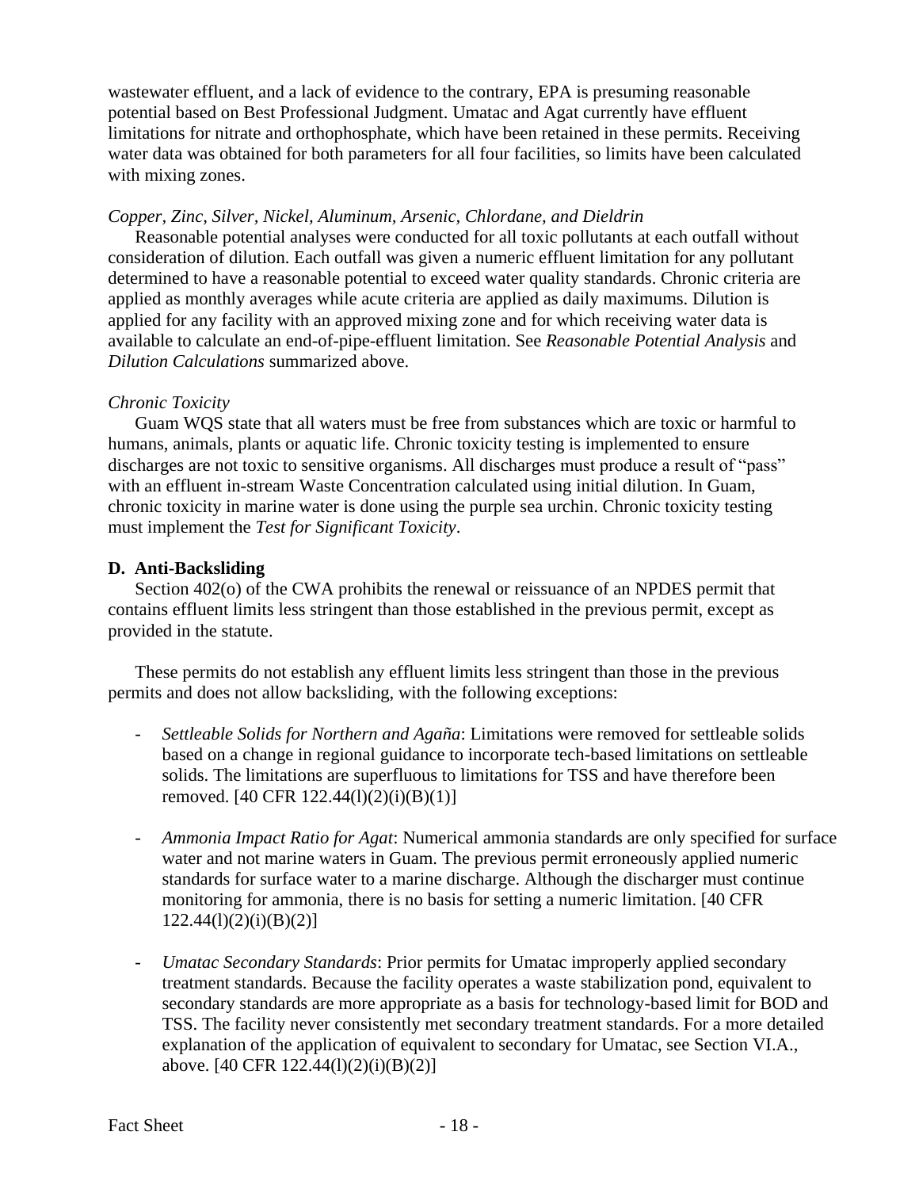wastewater effluent, and a lack of evidence to the contrary, EPA is presuming reasonable potential based on Best Professional Judgment. Umatac and Agat currently have effluent limitations for nitrate and orthophosphate, which have been retained in these permits. Receiving water data was obtained for both parameters for all four facilities, so limits have been calculated with mixing zones.

*Copper, Zinc, Silver, Nickel, Aluminum, Arsenic, Chlordane, and Dieldrin*

Reasonable potential analyses were conducted for all toxic pollutants at each outfall without consideration of dilution. Each outfall was given a numeric effluent limitation for any pollutant determined to have a reasonable potential to exceed water quality standards. Chronic criteria are applied as monthly averages while acute criteria are applied as daily maximums. Dilution is applied for any facility with an approved mixing zone and for which receiving water data is available to calculate an end-of-pipe-effluent limitation. See *Reasonable Potential Analysis* and *Dilution Calculations* summarized above.

*Chronic Toxicity*

Guam WQS state that all waters must be free from substances which are toxic or harmful to humans, animals, plants or aquatic life. Chronic toxicity testing is implemented to ensure discharges are not toxic to sensitive organisms. All discharges must produce a result of "pass" with an effluent in-stream Waste Concentration calculated using initial dilution. In Guam, chronic toxicity in marine water is done using the purple sea urchin. Chronic toxicity testing must implement the *Test for Significant Toxicity*.

**D. Anti-Backsliding**

Section 402(o) of the CWA prohibits the renewal or reissuance of an NPDES permit that contains effluent limits less stringent than those established in the previous permit, except as provided in the statute.

These permits do not establish any effluent limits less stringent than those in the previous permits and does not allow backsliding, with the following exceptions:

- *Settleable Solids for Northern and Agaña*: Limitations were removed for settleable solids based on a change in regional guidance to incorporate tech-based limitations on settleable solids. The limitations are superfluous to limitations for TSS and have therefore been removed. [40 CFR 122.44(l)(2)(i)(B)(1)]

- *Ammonia Impact Ratio for Agat*: Numerical ammonia standards are only specified for surface water and not marine waters in Guam. The previous permit erroneously applied numeric standards for surface water to a marine discharge. Although the discharger must continue monitoring for ammonia, there is no basis for setting a numeric limitation. [40 CFR 122.44(l)(2)(i)(B)(2)]

- *Umatac Secondary Standards*: Prior permits for Umatac improperly applied secondary treatment standards. Because the facility operates a waste stabilization pond, equivalent to secondary standards are more appropriate as a basis for technology-based limit for BOD and TSS. The facility never consistently met secondary treatment standards. For a more detailed explanation of the application of equivalent to secondary for Umatac, see Section VI.A., above. [40 CFR 122.44(l)(2)(i)(B)(2)]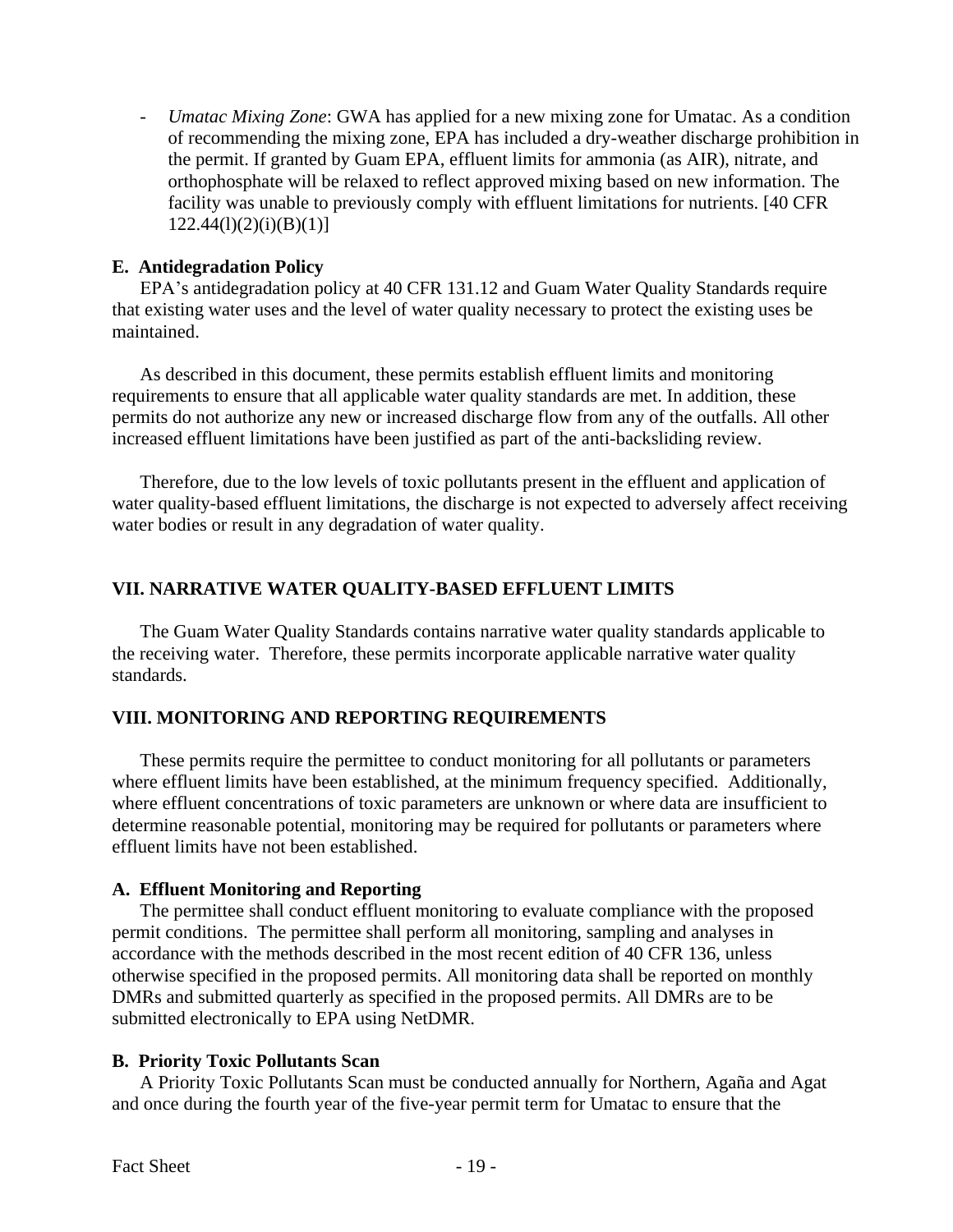- *Umatac Mixing Zone*: GWA has applied for a new mixing zone for Umatac. As a condition of recommending the mixing zone, EPA has included a dry-weather discharge prohibition in the permit. If granted by Guam EPA, effluent limits for ammonia (as AIR), nitrate, and orthophosphate will be relaxed to reflect approved mixing based on new information. The facility was unable to previously comply with effluent limitations for nutrients. [40 CFR 122.44(l)(2)(i)(B)(1)]

### E. Antidegradation Policy

EPA's antidegradation policy at 40 CFR 131.12 and Guam Water Quality Standards require that existing water uses and the level of water quality necessary to protect the existing uses be maintained.

As described in this document, these permits establish effluent limits and monitoring requirements to ensure that all applicable water quality standards are met. In addition, these permits do not authorize any new or increased discharge flow from any of the outfalls. All other increased effluent limitations have been justified as part of the anti-backsliding review.

Therefore, due to the low levels of toxic pollutants present in the effluent and application of water quality-based effluent limitations, the discharge is not expected to adversely affect receiving water bodies or result in any degradation of water quality.

## VII. NARRATIVE WATER QUALITY-BASED EFFLUENT LIMITS

The Guam Water Quality Standards contains narrative water quality standards applicable to the receiving water. Therefore, these permits incorporate applicable narrative water quality standards.

## VIII. MONITORING AND REPORTING REQUIREMENTS

These permits require the permittee to conduct monitoring for all pollutants or parameters where effluent limits have been established, at the minimum frequency specified. Additionally, where effluent concentrations of toxic parameters are unknown or where data are insufficient to determine reasonable potential, monitoring may be required for pollutants or parameters where effluent limits have not been established.

### A. Effluent Monitoring and Reporting

The permittee shall conduct effluent monitoring to evaluate compliance with the proposed permit conditions. The permittee shall perform all monitoring, sampling and analyses in accordance with the methods described in the most recent edition of 40 CFR 136, unless otherwise specified in the proposed permits. All monitoring data shall be reported on monthly DMRs and submitted quarterly as specified in the proposed permits. All DMRs are to be submitted electronically to EPA using NetDMR.

### B. Priority Toxic Pollutants Scan

A Priority Toxic Pollutants Scan must be conducted annually for Northern, Agaña and Agat and once during the fourth year of the five-year permit term for Umatac to ensure that the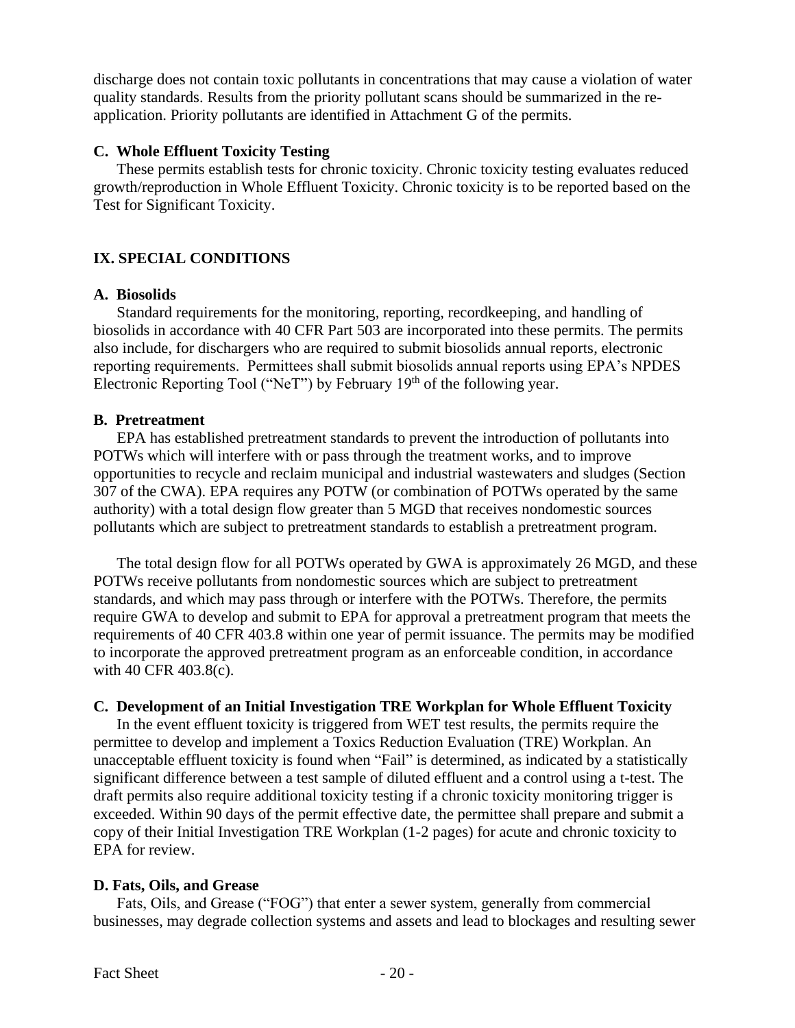discharge does not contain toxic pollutants in concentrations that may cause a violation of water quality standards. Results from the priority pollutant scans should be summarized in the re-application. Priority pollutants are identified in Attachment G of the permits.

### C. Whole Effluent Toxicity Testing

These permits establish tests for chronic toxicity. Chronic toxicity testing evaluates reduced growth/reproduction in Whole Effluent Toxicity. Chronic toxicity is to be reported based on the Test for Significant Toxicity.

## IX. SPECIAL CONDITIONS

### A. Biosolids

Standard requirements for the monitoring, reporting, recordkeeping, and handling of biosolids in accordance with 40 CFR Part 503 are incorporated into these permits. The permits also include, for dischargers who are required to submit biosolids annual reports, electronic reporting requirements. Permittees shall submit biosolids annual reports using EPA's NPDES Electronic Reporting Tool ("NeT") by February 19th of the following year.

### B. Pretreatment

EPA has established pretreatment standards to prevent the introduction of pollutants into POTWs which will interfere with or pass through the treatment works, and to improve opportunities to recycle and reclaim municipal and industrial wastewaters and sludges (Section 307 of the CWA). EPA requires any POTW (or combination of POTWs operated by the same authority) with a total design flow greater than 5 MGD that receives nondomestic sources pollutants which are subject to pretreatment standards to establish a pretreatment program.

The total design flow for all POTWs operated by GWA is approximately 26 MGD, and these POTWs receive pollutants from nondomestic sources which are subject to pretreatment standards, and which may pass through or interfere with the POTWs. Therefore, the permits require GWA to develop and submit to EPA for approval a pretreatment program that meets the requirements of 40 CFR 403.8 within one year of permit issuance. The permits may be modified to incorporate the approved pretreatment program as an enforceable condition, in accordance with 40 CFR 403.8(c).

### C. Development of an Initial Investigation TRE Workplan for Whole Effluent Toxicity

In the event effluent toxicity is triggered from WET test results, the permits require the permittee to develop and implement a Toxics Reduction Evaluation (TRE) Workplan. An unacceptable effluent toxicity is found when "Fail" is determined, as indicated by a statistically significant difference between a test sample of diluted effluent and a control using a t-test. The draft permits also require additional toxicity testing if a chronic toxicity monitoring trigger is exceeded. Within 90 days of the permit effective date, the permittee shall prepare and submit a copy of their Initial Investigation TRE Workplan (1-2 pages) for acute and chronic toxicity to EPA for review.

### D. Fats, Oils, and Grease

Fats, Oils, and Grease ("FOG") that enter a sewer system, generally from commercial businesses, may degrade collection systems and assets and lead to blockages and resulting sewer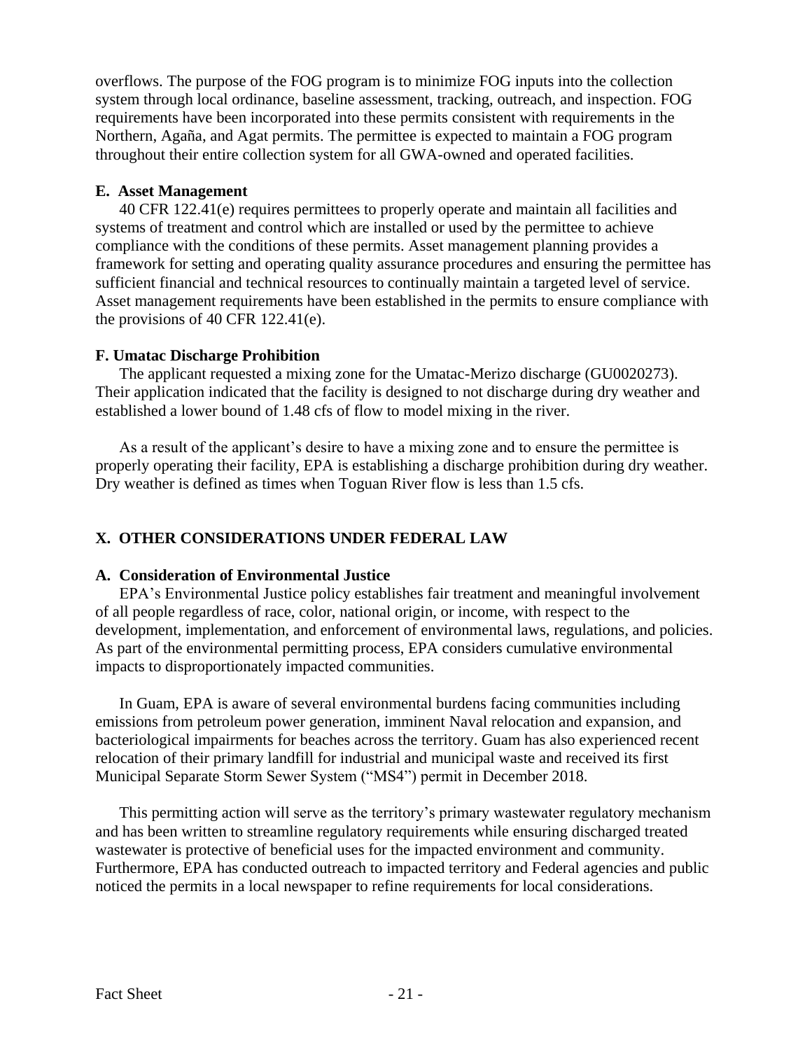overflows. The purpose of the FOG program is to minimize FOG inputs into the collection system through local ordinance, baseline assessment, tracking, outreach, and inspection. FOG requirements have been incorporated into these permits consistent with requirements in the Northern, Agaña, and Agat permits. The permittee is expected to maintain a FOG program throughout their entire collection system for all GWA-owned and operated facilities.

### E. Asset Management

40 CFR 122.41(e) requires permittees to properly operate and maintain all facilities and systems of treatment and control which are installed or used by the permittee to achieve compliance with the conditions of these permits. Asset management planning provides a framework for setting and operating quality assurance procedures and ensuring the permittee has sufficient financial and technical resources to continually maintain a targeted level of service. Asset management requirements have been established in the permits to ensure compliance with the provisions of 40 CFR 122.41(e).

### F. Umatac Discharge Prohibition

The applicant requested a mixing zone for the Umatac-Merizo discharge (GU0020273). Their application indicated that the facility is designed to not discharge during dry weather and established a lower bound of 1.48 cfs of flow to model mixing in the river.

As a result of the applicant's desire to have a mixing zone and to ensure the permittee is properly operating their facility, EPA is establishing a discharge prohibition during dry weather. Dry weather is defined as times when Toguan River flow is less than 1.5 cfs.

## X. OTHER CONSIDERATIONS UNDER FEDERAL LAW

### A. Consideration of Environmental Justice

EPA's Environmental Justice policy establishes fair treatment and meaningful involvement of all people regardless of race, color, national origin, or income, with respect to the development, implementation, and enforcement of environmental laws, regulations, and policies. As part of the environmental permitting process, EPA considers cumulative environmental impacts to disproportionately impacted communities.

In Guam, EPA is aware of several environmental burdens facing communities including emissions from petroleum power generation, imminent Naval relocation and expansion, and bacteriological impairments for beaches across the territory. Guam has also experienced recent relocation of their primary landfill for industrial and municipal waste and received its first Municipal Separate Storm Sewer System ("MS4") permit in December 2018.

This permitting action will serve as the territory's primary wastewater regulatory mechanism and has been written to streamline regulatory requirements while ensuring discharged treated wastewater is protective of beneficial uses for the impacted environment and community. Furthermore, EPA has conducted outreach to impacted territory and Federal agencies and public noticed the permits in a local newspaper to refine requirements for local considerations.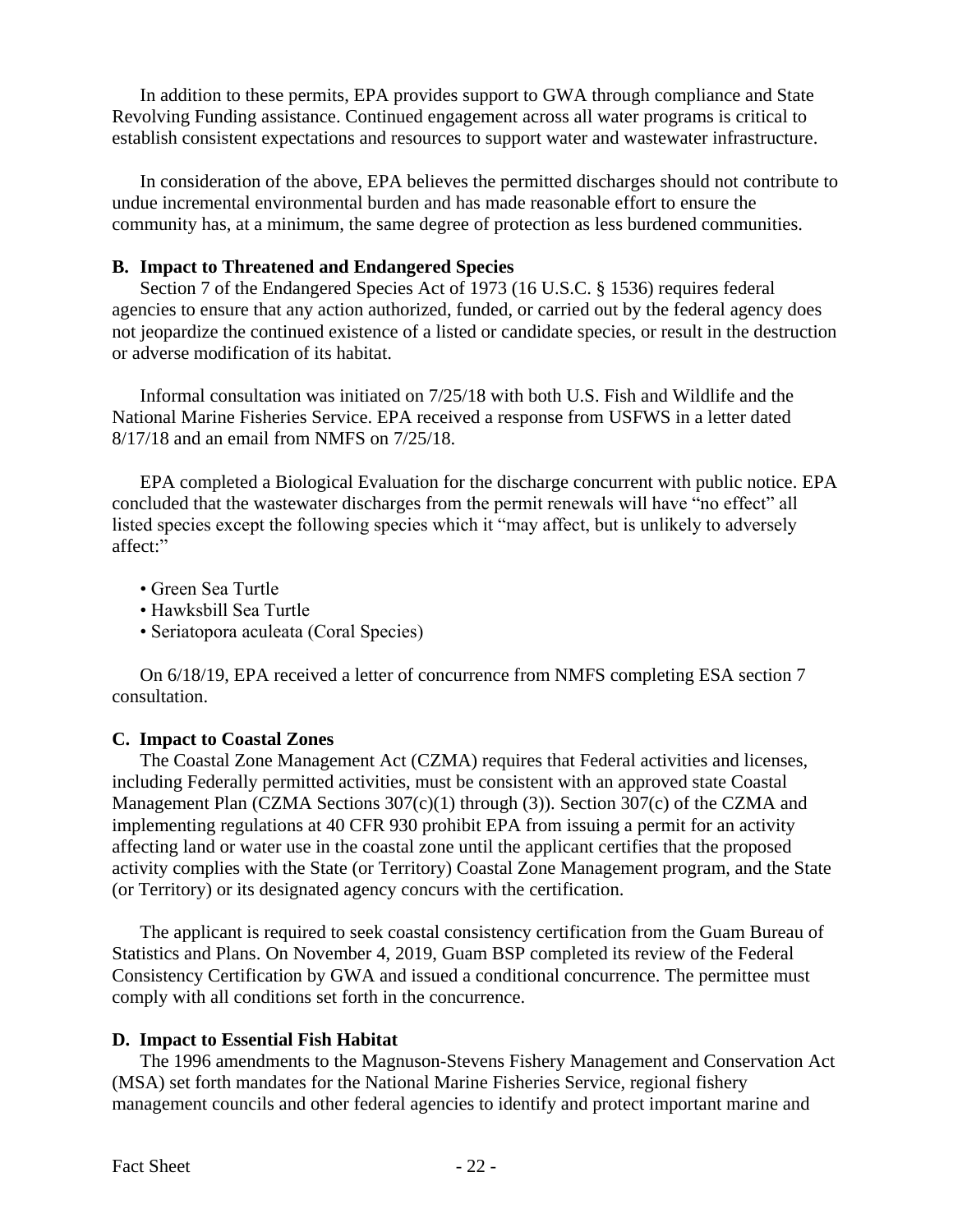In addition to these permits, EPA provides support to GWA through compliance and State Revolving Funding assistance. Continued engagement across all water programs is critical to establish consistent expectations and resources to support water and wastewater infrastructure.

In consideration of the above, EPA believes the permitted discharges should not contribute to undue incremental environmental burden and has made reasonable effort to ensure the community has, at a minimum, the same degree of protection as less burdened communities.

### B. Impact to Threatened and Endangered Species

Section 7 of the Endangered Species Act of 1973 (16 U.S.C. § 1536) requires federal agencies to ensure that any action authorized, funded, or carried out by the federal agency does not jeopardize the continued existence of a listed or candidate species, or result in the destruction or adverse modification of its habitat.

Informal consultation was initiated on 7/25/18 with both U.S. Fish and Wildlife and the National Marine Fisheries Service. EPA received a response from USFWS in a letter dated 8/17/18 and an email from NMFS on 7/25/18.

EPA completed a Biological Evaluation for the discharge concurrent with public notice. EPA concluded that the wastewater discharges from the permit renewals will have "no effect" all listed species except the following species which it "may affect, but is unlikely to adversely affect:"

- Green Sea Turtle
- Hawksbill Sea Turtle
- Seriatopora aculeata (Coral Species)

On 6/18/19, EPA received a letter of concurrence from NMFS completing ESA section 7 consultation.

### C. Impact to Coastal Zones

The Coastal Zone Management Act (CZMA) requires that Federal activities and licenses, including Federally permitted activities, must be consistent with an approved state Coastal Management Plan (CZMA Sections 307(c)(1) through (3)). Section 307(c) of the CZMA and implementing regulations at 40 CFR 930 prohibit EPA from issuing a permit for an activity affecting land or water use in the coastal zone until the applicant certifies that the proposed activity complies with the State (or Territory) Coastal Zone Management program, and the State (or Territory) or its designated agency concurs with the certification.

The applicant is required to seek coastal consistency certification from the Guam Bureau of Statistics and Plans. On November 4, 2019, Guam BSP completed its review of the Federal Consistency Certification by GWA and issued a conditional concurrence. The permittee must comply with all conditions set forth in the concurrence.

### D. Impact to Essential Fish Habitat

The 1996 amendments to the Magnuson-Stevens Fishery Management and Conservation Act (MSA) set forth mandates for the National Marine Fisheries Service, regional fishery management councils and other federal agencies to identify and protect important marine and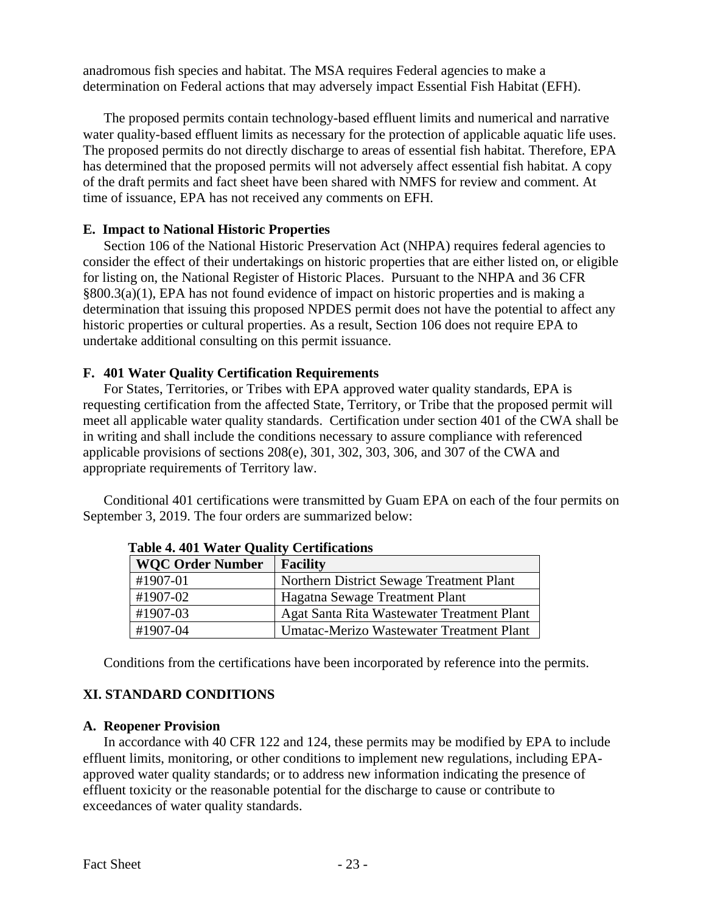anadromous fish species and habitat. The MSA requires Federal agencies to make a determination on Federal actions that may adversely impact Essential Fish Habitat (EFH).

The proposed permits contain technology-based effluent limits and numerical and narrative water quality-based effluent limits as necessary for the protection of applicable aquatic life uses. The proposed permits do not directly discharge to areas of essential fish habitat. Therefore, EPA has determined that the proposed permits will not adversely affect essential fish habitat. A copy of the draft permits and fact sheet have been shared with NMFS for review and comment. At time of issuance, EPA has not received any comments on EFH.

### E. Impact to National Historic Properties

Section 106 of the National Historic Preservation Act (NHPA) requires federal agencies to consider the effect of their undertakings on historic properties that are either listed on, or eligible for listing on, the National Register of Historic Places. Pursuant to the NHPA and 36 CFR §800.3(a)(1), EPA has not found evidence of impact on historic properties and is making a determination that issuing this proposed NPDES permit does not have the potential to affect any historic properties or cultural properties. As a result, Section 106 does not require EPA to undertake additional consulting on this permit issuance.

### F. 401 Water Quality Certification Requirements

For States, Territories, or Tribes with EPA approved water quality standards, EPA is requesting certification from the affected State, Territory, or Tribe that the proposed permit will meet all applicable water quality standards. Certification under section 401 of the CWA shall be in writing and shall include the conditions necessary to assure compliance with referenced applicable provisions of sections 208(e), 301, 302, 303, 306, and 307 of the CWA and appropriate requirements of Territory law.

Conditional 401 certifications were transmitted by Guam EPA on each of the four permits on September 3, 2019. The four orders are summarized below:

**Table 4. 401 Water Quality Certifications**

| WQC Order Number | Facility |
|---|---|
| #1907-01 | Northern District Sewage Treatment Plant |
| #1907-02 | Hagatna Sewage Treatment Plant |
| #1907-03 | Agat Santa Rita Wastewater Treatment Plant |
| #1907-04 | Umatac-Merizo Wastewater Treatment Plant |

Conditions from the certifications have been incorporated by reference into the permits.

## XI. STANDARD CONDITIONS

### A. Reopener Provision

In accordance with 40 CFR 122 and 124, these permits may be modified by EPA to include effluent limits, monitoring, or other conditions to implement new regulations, including EPA-approved water quality standards; or to address new information indicating the presence of effluent toxicity or the reasonable potential for the discharge to cause or contribute to exceedances of water quality standards.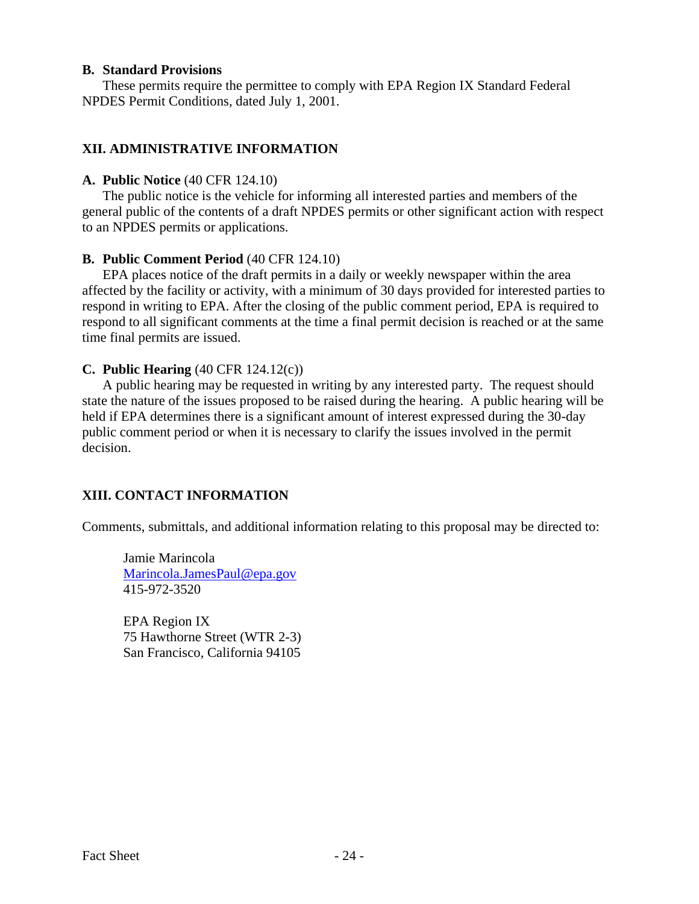**B. Standard Provisions**

These permits require the permittee to comply with EPA Region IX Standard Federal NPDES Permit Conditions, dated July 1, 2001.

## XII. ADMINISTRATIVE INFORMATION

**A. Public Notice** (40 CFR 124.10)

The public notice is the vehicle for informing all interested parties and members of the general public of the contents of a draft NPDES permits or other significant action with respect to an NPDES permits or applications.

**B. Public Comment Period** (40 CFR 124.10)

EPA places notice of the draft permits in a daily or weekly newspaper within the area affected by the facility or activity, with a minimum of 30 days provided for interested parties to respond in writing to EPA. After the closing of the public comment period, EPA is required to respond to all significant comments at the time a final permit decision is reached or at the same time final permits are issued.

**C. Public Hearing** (40 CFR 124.12(c))

A public hearing may be requested in writing by any interested party. The request should state the nature of the issues proposed to be raised during the hearing. A public hearing will be held if EPA determines there is a significant amount of interest expressed during the 30-day public comment period or when it is necessary to clarify the issues involved in the permit decision.

## XIII. CONTACT INFORMATION

Comments, submittals, and additional information relating to this proposal may be directed to:

Jamie Marincola
Marincola.JamesPaul@epa.gov
415-972-3520

EPA Region IX
75 Hawthorne Street (WTR 2-3)
San Francisco, California 94105